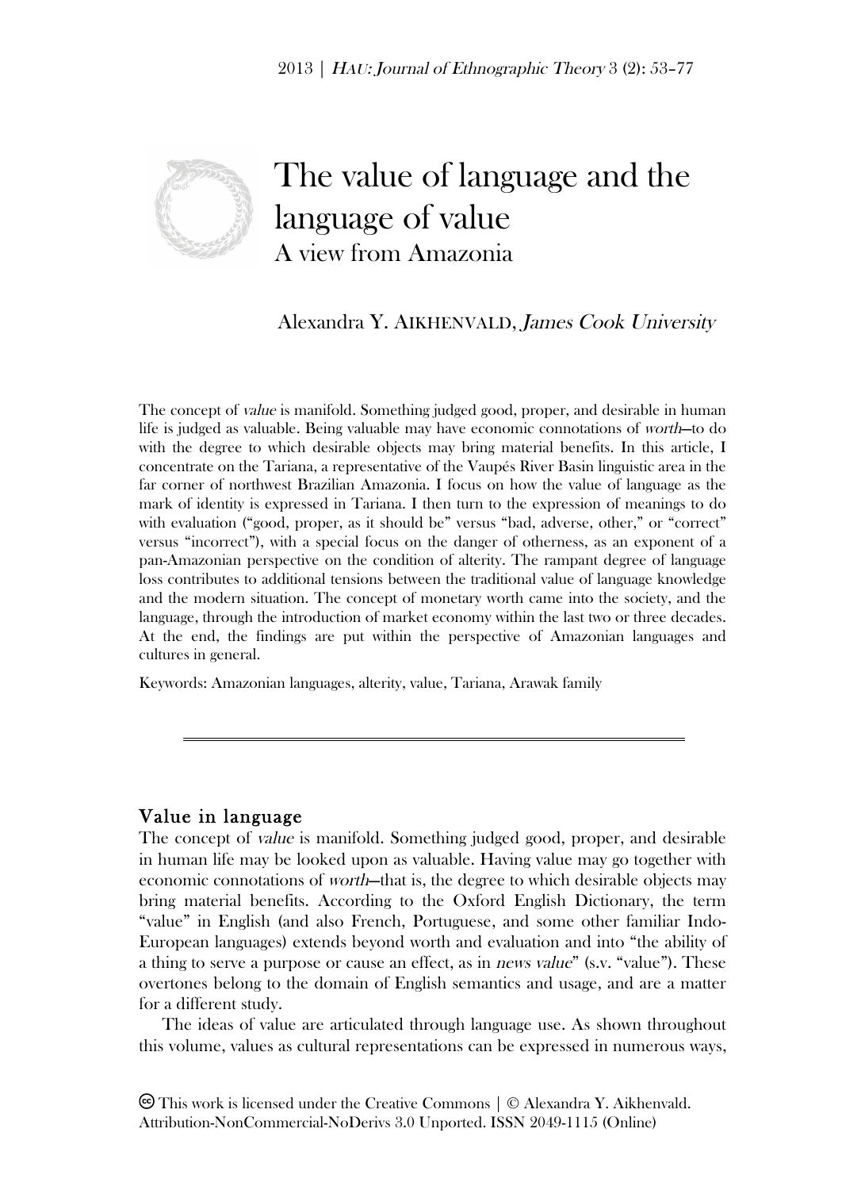# The value of language and the language of value

## A view from Amazonia

Alexandra Y. AIKHENVALD, *James Cook University*

The concept of *value* is manifold. Something judged good, proper, and desirable in human life is judged as valuable. Being valuable may have economic connotations of *worth*—to do with the degree to which desirable objects may bring material benefits. In this article, I concentrate on the Tariana, a representative of the Vaupés River Basin linguistic area in the far corner of northwest Brazilian Amazonia. I focus on how the value of language as the mark of identity is expressed in Tariana. I then turn to the expression of meanings to do with evaluation ("good, proper, as it should be" versus "bad, adverse, other," or "correct" versus "incorrect"), with a special focus on the danger of otherness, as an exponent of a pan-Amazonian perspective on the condition of alterity. The rampant degree of language loss contributes to additional tensions between the traditional value of language knowledge and the modern situation. The concept of monetary worth came into the society, and the language, through the introduction of market economy within the last two or three decades. At the end, the findings are put within the perspective of Amazonian languages and cultures in general.

Keywords: Amazonian languages, alterity, value, Tariana, Arawak family

---

## Value in language

The concept of *value* is manifold. Something judged good, proper, and desirable in human life may be looked upon as valuable. Having value may go together with economic connotations of *worth*—that is, the degree to which desirable objects may bring material benefits. According to the Oxford English Dictionary, the term "value" in English (and also French, Portuguese, and some other familiar Indo-European languages) extends beyond worth and evaluation and into "the ability of a thing to serve a purpose or cause an effect, as in *news value*" (s.v. "value"). These overtones belong to the domain of English semantics and usage, and are a matter for a different study.

The ideas of value are articulated through language use. As shown throughout this volume, values as cultural representations can be expressed in numerous ways,

This work is licensed under the Creative Commons | © Alexandra Y. Aikhenvald. Attribution-NonCommercial-NoDerivs 3.0 Unported. ISSN 2049-1115 (Online)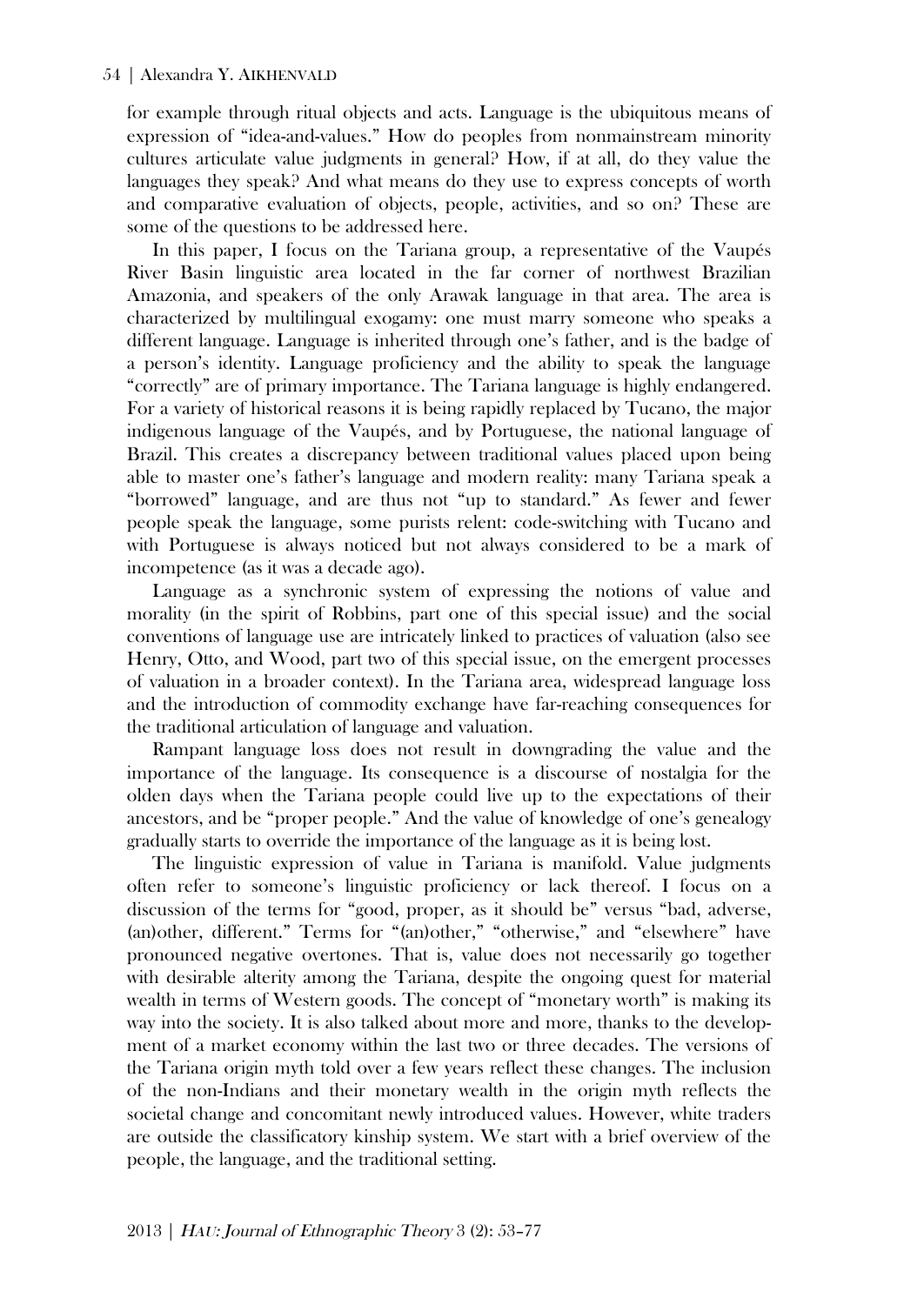for example through ritual objects and acts. Language is the ubiquitous means of expression of "idea-and-values." How do peoples from nonmainstream minority cultures articulate value judgments in general? How, if at all, do they value the languages they speak? And what means do they use to express concepts of worth and comparative evaluation of objects, people, activities, and so on? These are some of the questions to be addressed here.

In this paper, I focus on the Tariana group, a representative of the Vaupés River Basin linguistic area located in the far corner of northwest Brazilian Amazonia, and speakers of the only Arawak language in that area. The area is characterized by multilingual exogamy: one must marry someone who speaks a different language. Language is inherited through one's father, and is the badge of a person's identity. Language proficiency and the ability to speak the language "correctly" are of primary importance. The Tariana language is highly endangered. For a variety of historical reasons it is being rapidly replaced by Tucano, the major indigenous language of the Vaupés, and by Portuguese, the national language of Brazil. This creates a discrepancy between traditional values placed upon being able to master one's father's language and modern reality: many Tariana speak a "borrowed" language, and are thus not "up to standard." As fewer and fewer people speak the language, some purists relent: code-switching with Tucano and with Portuguese is always noticed but not always considered to be a mark of incompetence (as it was a decade ago).

Language as a synchronic system of expressing the notions of value and morality (in the spirit of Robbins, part one of this special issue) and the social conventions of language use are intricately linked to practices of valuation (also see Henry, Otto, and Wood, part two of this special issue, on the emergent processes of valuation in a broader context). In the Tariana area, widespread language loss and the introduction of commodity exchange have far-reaching consequences for the traditional articulation of language and valuation.

Rampant language loss does not result in downgrading the value and the importance of the language. Its consequence is a discourse of nostalgia for the olden days when the Tariana people could live up to the expectations of their ancestors, and be "proper people." And the value of knowledge of one's genealogy gradually starts to override the importance of the language as it is being lost.

The linguistic expression of value in Tariana is manifold. Value judgments often refer to someone's linguistic proficiency or lack thereof. I focus on a discussion of the terms for "good, proper, as it should be" versus "bad, adverse, (an)other, different." Terms for "(an)other," "otherwise," and "elsewhere" have pronounced negative overtones. That is, value does not necessarily go together with desirable alterity among the Tariana, despite the ongoing quest for material wealth in terms of Western goods. The concept of "monetary worth" is making its way into the society. It is also talked about more and more, thanks to the development of a market economy within the last two or three decades. The versions of the Tariana origin myth told over a few years reflect these changes. The inclusion of the non-Indians and their monetary wealth in the origin myth reflects the societal change and concomitant newly introduced values. However, white traders are outside the classificatory kinship system. We start with a brief overview of the people, the language, and the traditional setting.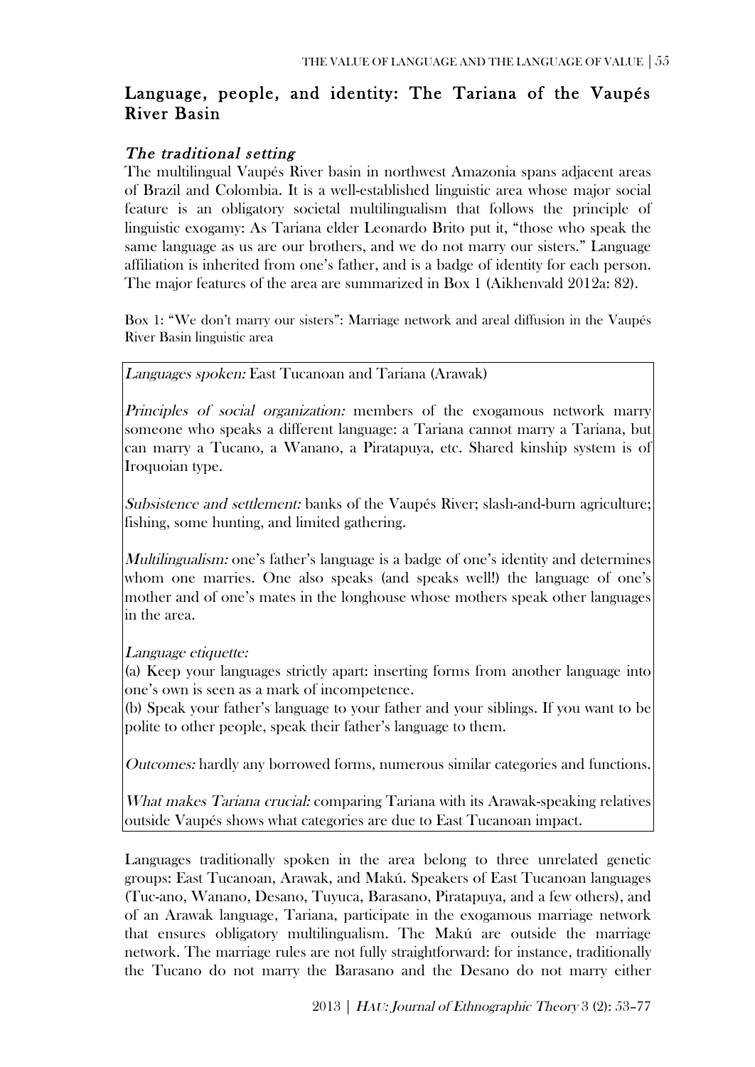## Language, people, and identity: The Tariana of the Vaupés River Basin

### *The traditional setting*

The multilingual Vaupés River basin in northwest Amazonia spans adjacent areas of Brazil and Colombia. It is a well-established linguistic area whose major social feature is an obligatory societal multilingualism that follows the principle of linguistic exogamy: As Tariana elder Leonardo Brito put it, "those who speak the same language as us are our brothers, and we do not marry our sisters." Language affiliation is inherited from one's father, and is a badge of identity for each person. The major features of the area are summarized in Box 1 (Aikhenvald 2012a: 82).

Box 1: "We don't marry our sisters": Marriage network and areal diffusion in the Vaupés River Basin linguistic area

> *Languages spoken:* East Tucanoan and Tariana (Arawak)
>
> *Principles of social organization:* members of the exogamous network marry someone who speaks a different language: a Tariana cannot marry a Tariana, but can marry a Tucano, a Wanano, a Piratapuya, etc. Shared kinship system is of Iroquoian type.
>
> *Subsistence and settlement:* banks of the Vaupés River; slash-and-burn agriculture; fishing, some hunting, and limited gathering.
>
> *Multilingualism:* one's father's language is a badge of one's identity and determines whom one marries. One also speaks (and speaks well!) the language of one's mother and of one's mates in the longhouse whose mothers speak other languages in the area.
>
> *Language etiquette:*
> (a) Keep your languages strictly apart: inserting forms from another language into one's own is seen as a mark of incompetence.
> (b) Speak your father's language to your father and your siblings. If you want to be polite to other people, speak their father's language to them.
>
> *Outcomes:* hardly any borrowed forms, numerous similar categories and functions.
>
> *What makes Tariana crucial:* comparing Tariana with its Arawak-speaking relatives outside Vaupés shows what categories are due to East Tucanoan impact.

Languages traditionally spoken in the area belong to three unrelated genetic groups: East Tucanoan, Arawak, and Makú. Speakers of East Tucanoan languages (Tuc-ano, Wanano, Desano, Tuyuca, Barasano, Piratapuya, and a few others), and of an Arawak language, Tariana, participate in the exogamous marriage network that ensures obligatory multilingualism. The Makú are outside the marriage network. The marriage rules are not fully straightforward: for instance, traditionally the Tucano do not marry the Barasano and the Desano do not marry either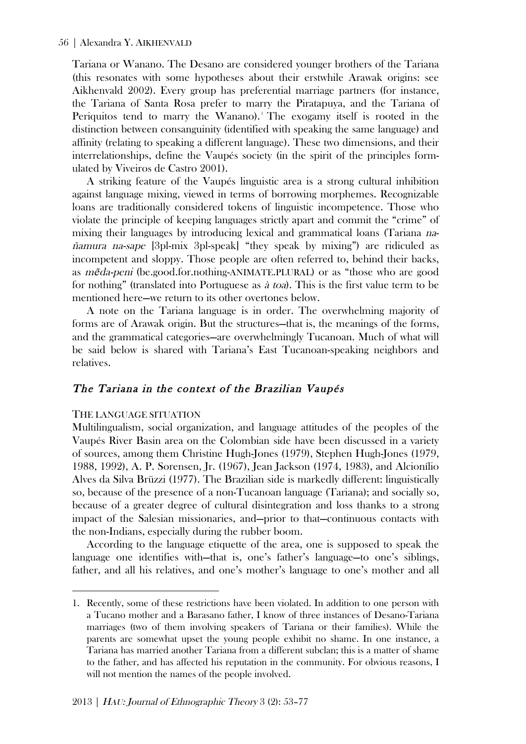Tariana or Wanano. The Desano are considered younger brothers of the Tariana (this resonates with some hypotheses about their erstwhile Arawak origins: see Aikhenvald 2002). Every group has preferential marriage partners (for instance, the Tariana of Santa Rosa prefer to marry the Piratapuya, and the Tariana of Periquitos tend to marry the Wanano).[1] The exogamy itself is rooted in the distinction between consanguinity (identified with speaking the same language) and affinity (relating to speaking a different language). These two dimensions, and their interrelationships, define the Vaupés society (in the spirit of the principles formulated by Viveiros de Castro 2001).

A striking feature of the Vaupés linguistic area is a strong cultural inhibition against language mixing, viewed in terms of borrowing morphemes. Recognizable loans are traditionally considered tokens of linguistic incompetence. Those who violate the principle of keeping languages strictly apart and commit the "crime" of mixing their languages by introducing lexical and grammatical loans (Tariana *na-ñamura na-sape* [3pl-mix 3pl-speak] "they speak by mixing") are ridiculed as incompetent and sloppy. Those people are often referred to, behind their backs, as *mẽda-peni* (be.good.for.nothing-ANIMATE.PLURAL) or as "those who are good for nothing" (translated into Portuguese as *à toa*). This is the first value term to be mentioned here—we return to its other overtones below.

A note on the Tariana language is in order. The overwhelming majority of forms are of Arawak origin. But the structures—that is, the meanings of the forms, and the grammatical categories—are overwhelmingly Tucanoan. Much of what will be said below is shared with Tariana's East Tucanoan-speaking neighbors and relatives.

## *The Tariana in the context of the Brazilian Vaupés*

### THE LANGUAGE SITUATION

Multilingualism, social organization, and language attitudes of the peoples of the Vaupés River Basin area on the Colombian side have been discussed in a variety of sources, among them Christine Hugh-Jones (1979), Stephen Hugh-Jones (1979, 1988, 1992), A. P. Sorensen, Jr. (1967), Jean Jackson (1974, 1983), and Alcionílio Alves da Silva Brüzzi (1977). The Brazilian side is markedly different: linguistically so, because of the presence of a non-Tucanoan language (Tariana); and socially so, because of a greater degree of cultural disintegration and loss thanks to a strong impact of the Salesian missionaries, and—prior to that—continuous contacts with the non-Indians, especially during the rubber boom.

According to the language etiquette of the area, one is supposed to speak the language one identifies with—that is, one's father's language—to one's siblings, father, and all his relatives, and one's mother's language to one's mother and all

---

1. Recently, some of these restrictions have been violated. In addition to one person with a Tucano mother and a Barasano father, I know of three instances of Desano-Tariana marriages (two of them involving speakers of Tariana or their families). While the parents are somewhat upset the young people exhibit no shame. In one instance, a Tariana has married another Tariana from a different subclan; this is a matter of shame to the father, and has affected his reputation in the community. For obvious reasons, I will not mention the names of the people involved.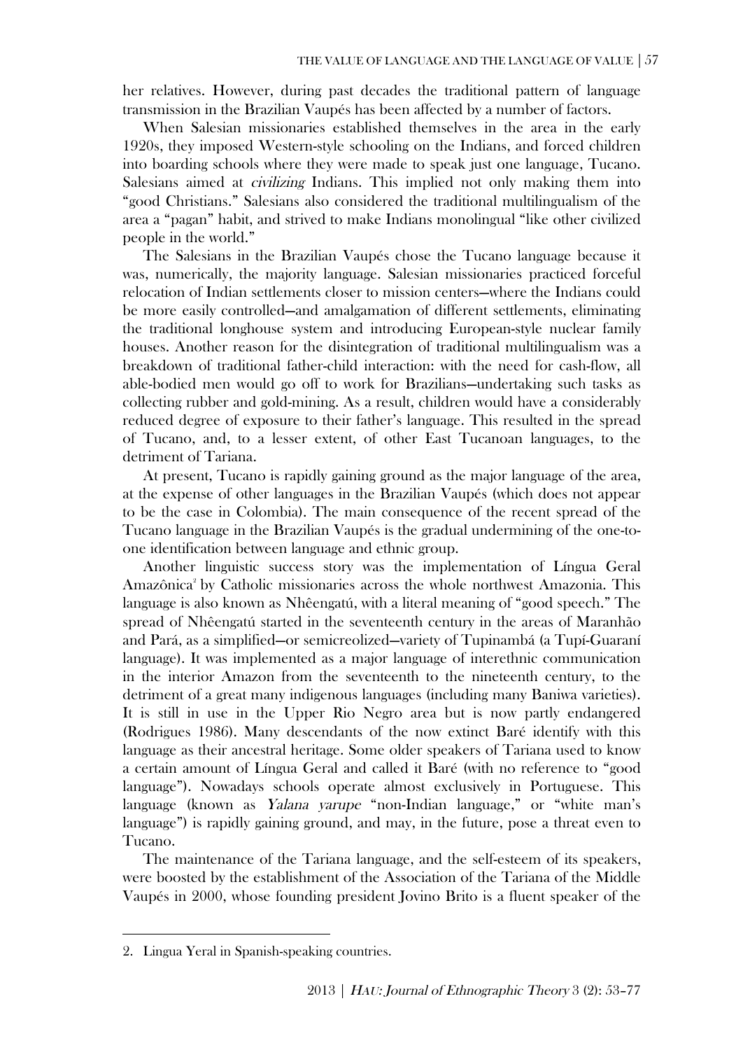her relatives. However, during past decades the traditional pattern of language transmission in the Brazilian Vaupés has been affected by a number of factors.

When Salesian missionaries established themselves in the area in the early 1920s, they imposed Western-style schooling on the Indians, and forced children into boarding schools where they were made to speak just one language, Tucano. Salesians aimed at *civilizing* Indians. This implied not only making them into "good Christians." Salesians also considered the traditional multilingualism of the area a "pagan" habit, and strived to make Indians monolingual "like other civilized people in the world."

The Salesians in the Brazilian Vaupés chose the Tucano language because it was, numerically, the majority language. Salesian missionaries practiced forceful relocation of Indian settlements closer to mission centers—where the Indians could be more easily controlled—and amalgamation of different settlements, eliminating the traditional longhouse system and introducing European-style nuclear family houses. Another reason for the disintegration of traditional multilingualism was a breakdown of traditional father-child interaction: with the need for cash-flow, all able-bodied men would go off to work for Brazilians—undertaking such tasks as collecting rubber and gold-mining. As a result, children would have a considerably reduced degree of exposure to their father's language. This resulted in the spread of Tucano, and, to a lesser extent, of other East Tucanoan languages, to the detriment of Tariana.

At present, Tucano is rapidly gaining ground as the major language of the area, at the expense of other languages in the Brazilian Vaupés (which does not appear to be the case in Colombia). The main consequence of the recent spread of the Tucano language in the Brazilian Vaupés is the gradual undermining of the one-to-one identification between language and ethnic group.

Another linguistic success story was the implementation of Língua Geral Amazônica[2] by Catholic missionaries across the whole northwest Amazonia. This language is also known as Nhêengatú, with a literal meaning of "good speech." The spread of Nhêengatú started in the seventeenth century in the areas of Maranhão and Pará, as a simplified—or semicreolized—variety of Tupinambá (a Tupí-Guaraní language). It was implemented as a major language of interethnic communication in the interior Amazon from the seventeenth to the nineteenth century, to the detriment of a great many indigenous languages (including many Baniwa varieties). It is still in use in the Upper Rio Negro area but is now partly endangered (Rodrigues 1986). Many descendants of the now extinct Baré identify with this language as their ancestral heritage. Some older speakers of Tariana used to know a certain amount of Língua Geral and called it Baré (with no reference to "good language"). Nowadays schools operate almost exclusively in Portuguese. This language (known as *Yalana yarupe* "non-Indian language," or "white man's language") is rapidly gaining ground, and may, in the future, pose a threat even to Tucano.

The maintenance of the Tariana language, and the self-esteem of its speakers, were boosted by the establishment of the Association of the Tariana of the Middle Vaupés in 2000, whose founding president Jovino Brito is a fluent speaker of the

2. Lingua Yeral in Spanish-speaking countries.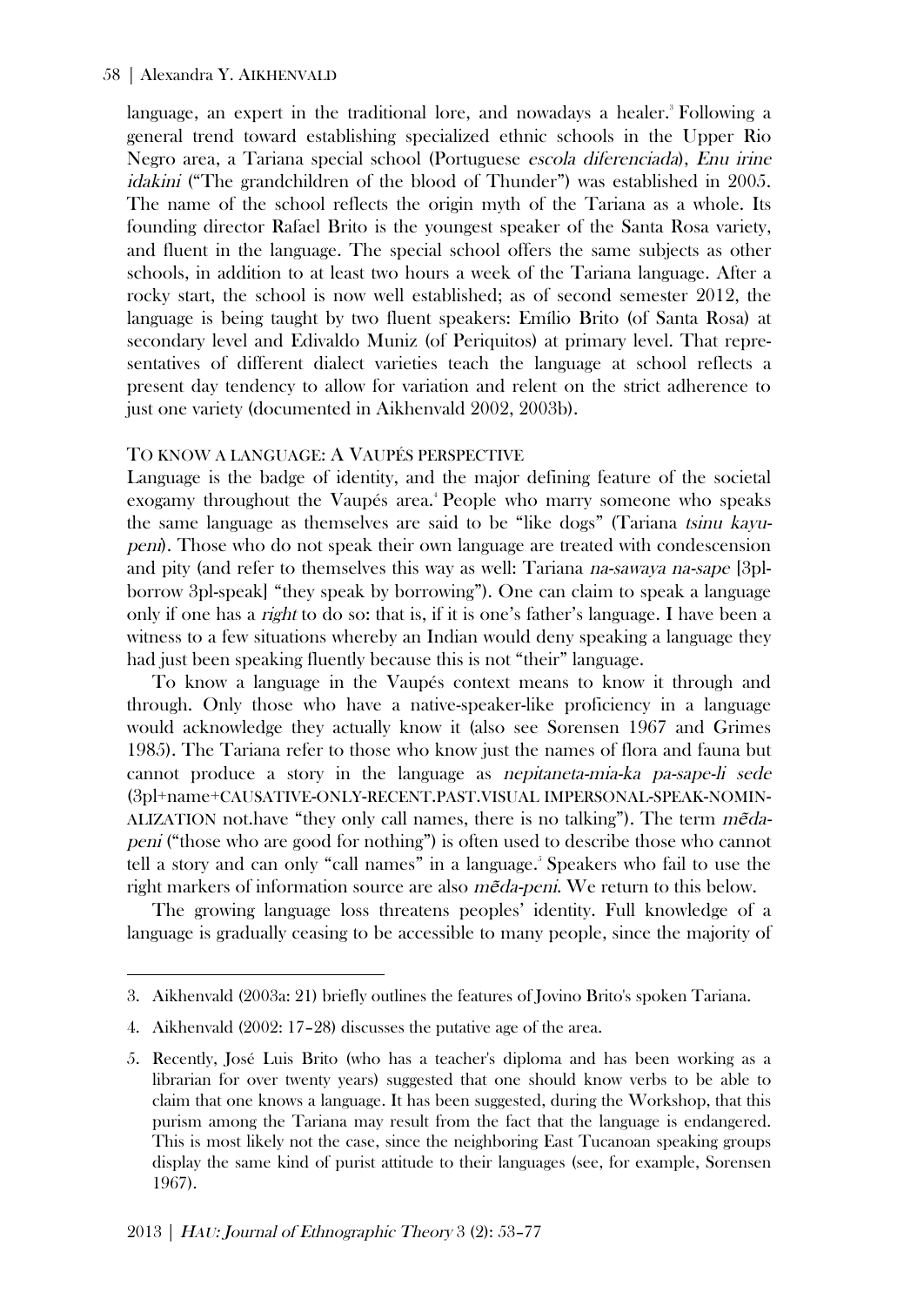language, an expert in the traditional lore, and nowadays a healer.[3] Following a general trend toward establishing specialized ethnic schools in the Upper Rio Negro area, a Tariana special school (Portuguese *escola diferenciada*), *Enu irine idakini* ("The grandchildren of the blood of Thunder") was established in 2005. The name of the school reflects the origin myth of the Tariana as a whole. Its founding director Rafael Brito is the youngest speaker of the Santa Rosa variety, and fluent in the language. The special school offers the same subjects as other schools, in addition to at least two hours a week of the Tariana language. After a rocky start, the school is now well established; as of second semester 2012, the language is being taught by two fluent speakers: Emílio Brito (of Santa Rosa) at secondary level and Edivaldo Muniz (of Periquitos) at primary level. That representatives of different dialect varieties teach the language at school reflects a present day tendency to allow for variation and relent on the strict adherence to just one variety (documented in Aikhenvald 2002, 2003b).

## To know a language: A Vaupés perspective

Language is the badge of identity, and the major defining feature of the societal exogamy throughout the Vaupés area.[4] People who marry someone who speaks the same language as themselves are said to be "like dogs" (Tariana *tsinu kayupeni*). Those who do not speak their own language are treated with condescension and pity (and refer to themselves this way as well: Tariana *na-sawaya na-sape* [3pl-borrow 3pl-speak] "they speak by borrowing"). One can claim to speak a language only if one has a *right* to do so: that is, if it is one's father's language. I have been a witness to a few situations whereby an Indian would deny speaking a language they had just been speaking fluently because this is not "their" language.

To know a language in the Vaupés context means to know it through and through. Only those who have a native-speaker-like proficiency in a language would acknowledge they actually know it (also see Sorensen 1967 and Grimes 1985). The Tariana refer to those who know just the names of flora and fauna but cannot produce a story in the language as *nepitaneta-mia-ka pa-sape-li sede* (3pl+name+CAUSATIVE-ONLY-RECENT.PAST.VISUAL IMPERSONAL-SPEAK-NOMINALIZATION not.have "they only call names, there is no talking"). The term *mẽda-peni* ("those who are good for nothing") is often used to describe those who cannot tell a story and can only "call names" in a language.[5] Speakers who fail to use the right markers of information source are also *mẽda-peni*. We return to this below.

The growing language loss threatens peoples' identity. Full knowledge of a language is gradually ceasing to be accessible to many people, since the majority of

---

3. Aikhenvald (2003a: 21) briefly outlines the features of Jovino Brito's spoken Tariana.

4. Aikhenvald (2002: 17–28) discusses the putative age of the area.

5. Recently, José Luis Brito (who has a teacher's diploma and has been working as a librarian for over twenty years) suggested that one should know verbs to be able to claim that one knows a language. It has been suggested, during the Workshop, that this purism among the Tariana may result from the fact that the language is endangered. This is most likely not the case, since the neighboring East Tucanoan speaking groups display the same kind of purist attitude to their languages (see, for example, Sorensen 1967).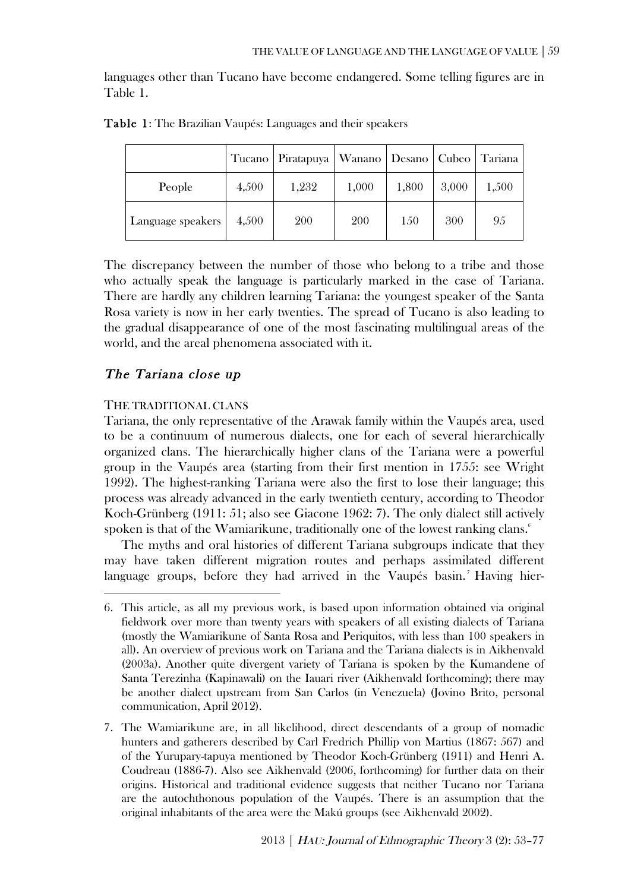languages other than Tucano have become endangered. Some telling figures are in Table 1.

**Table 1**: The Brazilian Vaupés: Languages and their speakers

| | Tucano | Piratapuya | Wanano | Desano | Cubeo | Tariana |
|---|---|---|---|---|---|---|
| People | 4,500 | 1,232 | 1,000 | 1,800 | 3,000 | 1,500 |
| Language speakers | 4,500 | 200 | 200 | 150 | 300 | 95 |

The discrepancy between the number of those who belong to a tribe and those who actually speak the language is particularly marked in the case of Tariana. There are hardly any children learning Tariana: the youngest speaker of the Santa Rosa variety is now in her early twenties. The spread of Tucano is also leading to the gradual disappearance of one of the most fascinating multilingual areas of the world, and the areal phenomena associated with it.

## *The Tariana close up*

### THE TRADITIONAL CLANS

Tariana, the only representative of the Arawak family within the Vaupés area, used to be a continuum of numerous dialects, one for each of several hierarchically organized clans. The hierarchically higher clans of the Tariana were a powerful group in the Vaupés area (starting from their first mention in 1755: see Wright 1992). The highest-ranking Tariana were also the first to lose their language; this process was already advanced in the early twentieth century, according to Theodor Koch-Grünberg (1911: 51; also see Giacone 1962: 7). The only dialect still actively spoken is that of the Wamiarikune, traditionally one of the lowest ranking clans.[6]

The myths and oral histories of different Tariana subgroups indicate that they may have taken different migration routes and perhaps assimilated different language groups, before they had arrived in the Vaupés basin.[7] Having hier-

---

6. This article, as all my previous work, is based upon information obtained via original fieldwork over more than twenty years with speakers of all existing dialects of Tariana (mostly the Wamiarikune of Santa Rosa and Periquitos, with less than 100 speakers in all). An overview of previous work on Tariana and the Tariana dialects is in Aikhenvald (2003a). Another quite divergent variety of Tariana is spoken by the Kumandene of Santa Terezinha (Kapinawali) on the Iauari river (Aikhenvald forthcoming); there may be another dialect upstream from San Carlos (in Venezuela) (Jovino Brito, personal communication, April 2012).

7. The Wamiarikune are, in all likelihood, direct descendants of a group of nomadic hunters and gatherers described by Carl Fredrich Phillip von Martius (1867: 567) and of the Yurupary-tapuya mentioned by Theodor Koch-Grünberg (1911) and Henri A. Coudreau (1886-7). Also see Aikhenvald (2006, forthcoming) for further data on their origins. Historical and traditional evidence suggests that neither Tucano nor Tariana are the autochthonous population of the Vaupés. There is an assumption that the original inhabitants of the area were the Makú groups (see Aikhenvald 2002).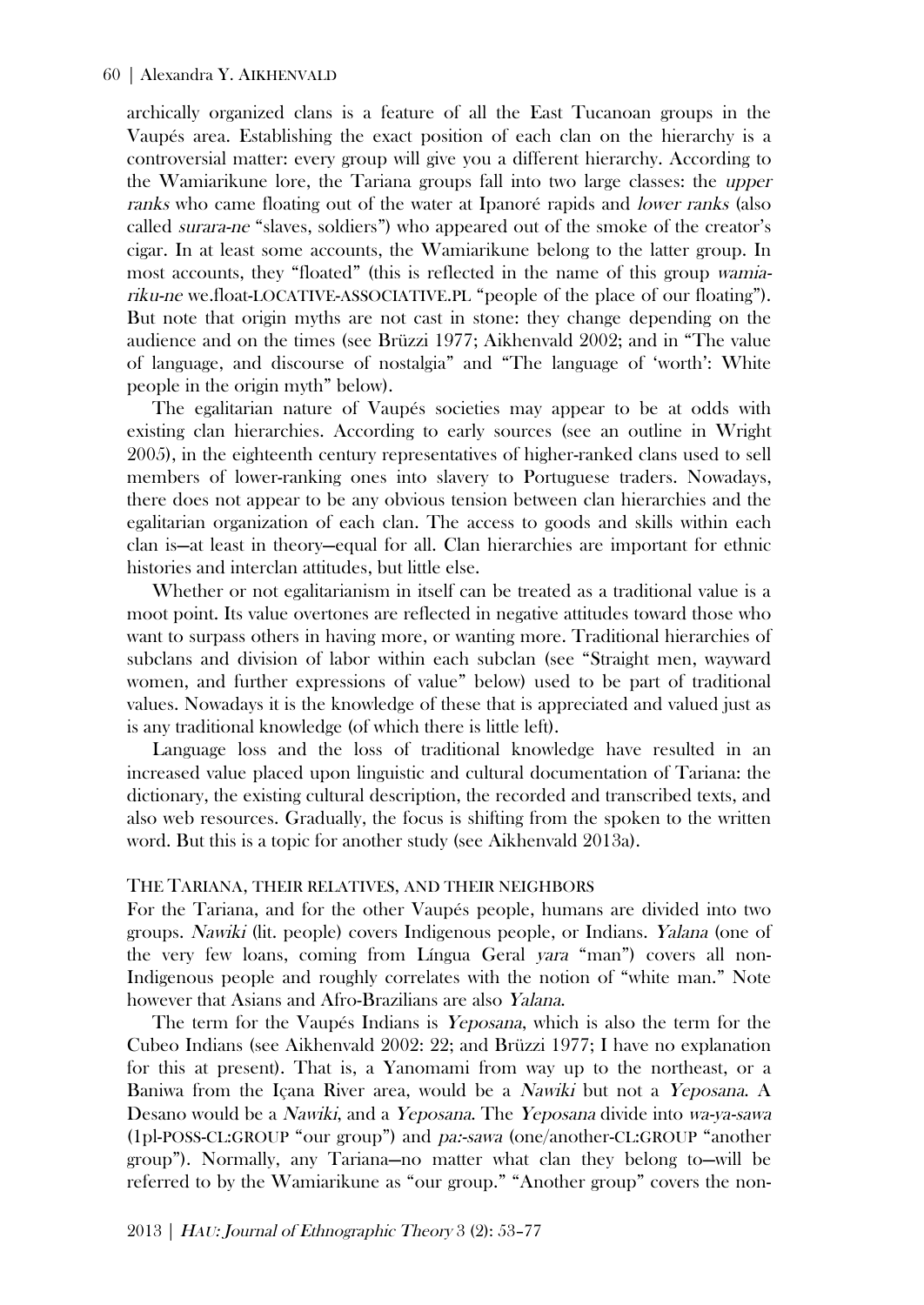archically organized clans is a feature of all the East Tucanoan groups in the Vaupés area. Establishing the exact position of each clan on the hierarchy is a controversial matter: every group will give you a different hierarchy. According to the Wamiarikune lore, the Tariana groups fall into two large classes: the *upper ranks* who came floating out of the water at Ipanoré rapids and *lower ranks* (also called *surara-ne* "slaves, soldiers") who appeared out of the smoke of the creator's cigar. In at least some accounts, the Wamiarikune belong to the latter group. In most accounts, they "floated" (this is reflected in the name of this group *wamia-riku-ne* we.float-LOCATIVE-ASSOCIATIVE.PL "people of the place of our floating"). But note that origin myths are not cast in stone: they change depending on the audience and on the times (see Brüzzi 1977; Aikhenvald 2002; and in "The value of language, and discourse of nostalgia" and "The language of 'worth': White people in the origin myth" below).

The egalitarian nature of Vaupés societies may appear to be at odds with existing clan hierarchies. According to early sources (see an outline in Wright 2005), in the eighteenth century representatives of higher-ranked clans used to sell members of lower-ranking ones into slavery to Portuguese traders. Nowadays, there does not appear to be any obvious tension between clan hierarchies and the egalitarian organization of each clan. The access to goods and skills within each clan is—at least in theory—equal for all. Clan hierarchies are important for ethnic histories and interclan attitudes, but little else.

Whether or not egalitarianism in itself can be treated as a traditional value is a moot point. Its value overtones are reflected in negative attitudes toward those who want to surpass others in having more, or wanting more. Traditional hierarchies of subclans and division of labor within each subclan (see "Straight men, wayward women, and further expressions of value" below) used to be part of traditional values. Nowadays it is the knowledge of these that is appreciated and valued just as is any traditional knowledge (of which there is little left).

Language loss and the loss of traditional knowledge have resulted in an increased value placed upon linguistic and cultural documentation of Tariana: the dictionary, the existing cultural description, the recorded and transcribed texts, and also web resources. Gradually, the focus is shifting from the spoken to the written word. But this is a topic for another study (see Aikhenvald 2013a).

## THE TARIANA, THEIR RELATIVES, AND THEIR NEIGHBORS

For the Tariana, and for the other Vaupés people, humans are divided into two groups. *Nawiki* (lit. people) covers Indigenous people, or Indians. *Yalana* (one of the very few loans, coming from Língua Geral *yara* "man") covers all non-Indigenous people and roughly correlates with the notion of "white man." Note however that Asians and Afro-Brazilians are also *Yalana*.

The term for the Vaupés Indians is *Yeposana*, which is also the term for the Cubeo Indians (see Aikhenvald 2002: 22; and Brüzzi 1977; I have no explanation for this at present). That is, a Yanomami from way up to the northeast, or a Baniwa from the Içana River area, would be a *Nawiki* but not a *Yeposana*. A Desano would be a *Nawiki*, and a *Yeposana*. The *Yeposana* divide into *wa-ya-sawa* (1pl-POSS-CL:GROUP "our group") and *pa:-sawa* (one/another-CL:GROUP "another group"). Normally, any Tariana—no matter what clan they belong to—will be referred to by the Wamiarikune as "our group." "Another group" covers the non-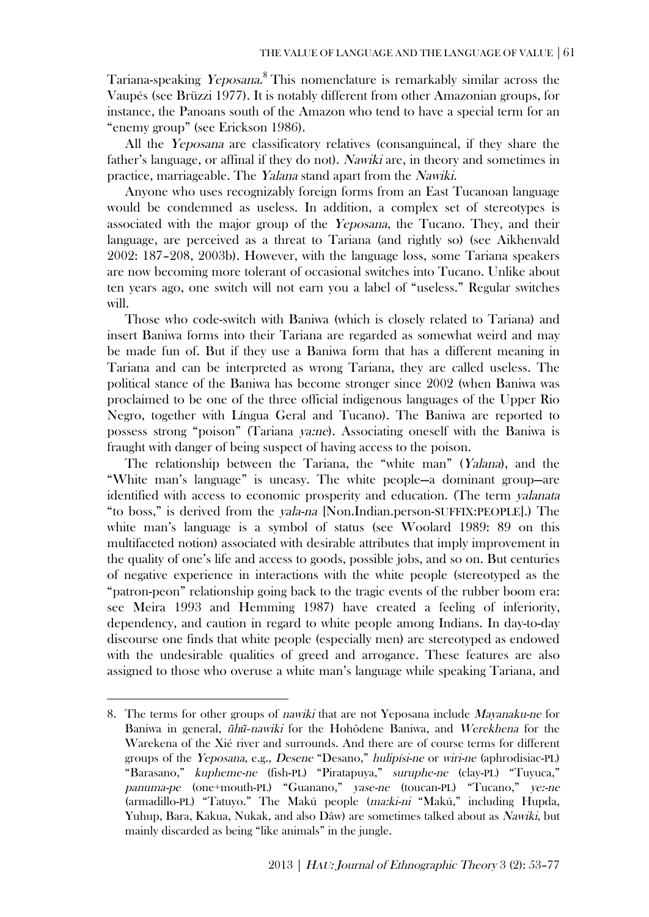Tariana-speaking *Yeposana*.[8] This nomenclature is remarkably similar across the Vaupés (see Brüzzi 1977). It is notably different from other Amazonian groups, for instance, the Panoans south of the Amazon who tend to have a special term for an "enemy group" (see Erickson 1986).

All the *Yeposana* are classificatory relatives (consanguineal, if they share the father's language, or affinal if they do not). *Nawiki* are, in theory and sometimes in practice, marriageable. The *Yalana* stand apart from the *Nawiki*.

Anyone who uses recognizably foreign forms from an East Tucanoan language would be condemned as useless. In addition, a complex set of stereotypes is associated with the major group of the *Yeposana*, the Tucano. They, and their language, are perceived as a threat to Tariana (and rightly so) (see Aikhenvald 2002: 187–208, 2003b). However, with the language loss, some Tariana speakers are now becoming more tolerant of occasional switches into Tucano. Unlike about ten years ago, one switch will not earn you a label of "useless." Regular switches will.

Those who code-switch with Baniwa (which is closely related to Tariana) and insert Baniwa forms into their Tariana are regarded as somewhat weird and may be made fun of. But if they use a Baniwa form that has a different meaning in Tariana and can be interpreted as wrong Tariana, they are called useless. The political stance of the Baniwa has become stronger since 2002 (when Baniwa was proclaimed to be one of the three official indigenous languages of the Upper Rio Negro, together with Língua Geral and Tucano). The Baniwa are reported to possess strong "poison" (Tariana *ya:ne*). Associating oneself with the Baniwa is fraught with danger of being suspect of having access to the poison.

The relationship between the Tariana, the "white man" (*Yalana*), and the "White man's language" is uneasy. The white people—a dominant group—are identified with access to economic prosperity and education. (The term *yalanata* "to boss," is derived from the *yala-na* [Non.Indian.person-SUFFIX:PEOPLE].) The white man's language is a symbol of status (see Woolard 1989: 89 on this multifaceted notion) associated with desirable attributes that imply improvement in the quality of one's life and access to goods, possible jobs, and so on. But centuries of negative experience in interactions with the white people (stereotyped as the "patron-peon" relationship going back to the tragic events of the rubber boom era: see Meira 1993 and Hemming 1987) have created a feeling of inferiority, dependency, and caution in regard to white people among Indians. In day-to-day discourse one finds that white people (especially men) are stereotyped as endowed with the undesirable qualities of greed and arrogance. These features are also assigned to those who overuse a white man's language while speaking Tariana, and

---

8. The terms for other groups of *nawiki* that are not Yeposana include *Mayanaku-ne* for Baniwa in general, *ũhũ-nawiki* for the Hohôdene Baniwa, and *Werekhena* for the Warekena of the Xié river and surrounds. And there are of course terms for different groups of the *Yeposana*, e.g., *Desene* "Desano," *hulipísi-ne* or *wiri-ne* (aphrodisiac-PL) "Barasano," *kupheme-ne* (fish-PL) "Piratapuya," *suruphe-ne* (clay-PL) "Tuyuca," *panuma-pe* (one+mouth-PL) "Guanano," *yase-ne* (toucan-PL) "Tucano," *ye:-ne* (armadillo-PL) "Tatuyo." The Makú people (*ma:ki-ni* "Makú," including Hupda, Yuhup, Bara, Kakua, Nukak, and also Dâw) are sometimes talked about as *Nawiki*, but mainly discarded as being "like animals" in the jungle.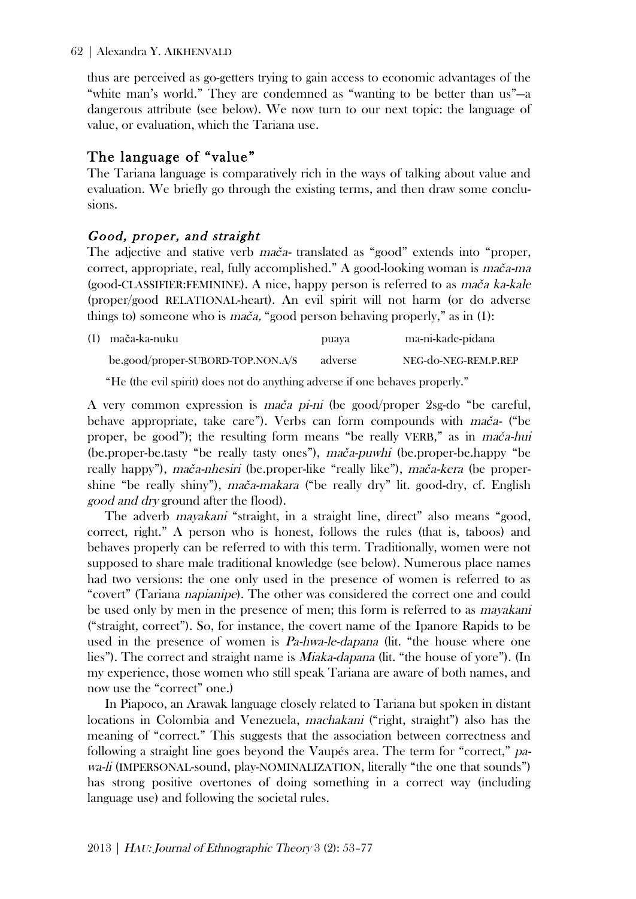thus are perceived as go-getters trying to gain access to economic advantages of the "white man's world." They are condemned as "wanting to be better than us"—a dangerous attribute (see below). We now turn to our next topic: the language of value, or evaluation, which the Tariana use.

## The language of "value"

The Tariana language is comparatively rich in the ways of talking about value and evaluation. We briefly go through the existing terms, and then draw some conclusions.

### *Good, proper, and straight*

The adjective and stative verb *mača-* translated as "good" extends into "proper, correct, appropriate, real, fully accomplished." A good-looking woman is *mača-ma* (good-CLASSIFIER:FEMININE). A nice, happy person is referred to as *mača ka-kale* (proper/good RELATIONAL-heart). An evil spirit will not harm (or do adverse things to) someone who is *mača,* "good person behaving properly," as in (1):

| (1) mača-ka-nuku | puaya | ma-ni-kade-pidana |
|---|---|---|
| be.good/proper-SUBORD-TOP.NON.A/S | adverse | NEG-do-NEG-REM.P.REP |

"He (the evil spirit) does not do anything adverse if one behaves properly."

A very common expression is *mača pi-ni* (be good/proper 2sg-do "be careful, behave appropriate, take care"). Verbs can form compounds with *mača-* ("be proper, be good"); the resulting form means "be really VERB," as in *mača-hui* (be.proper-be.tasty "be really tasty ones"), *mača-puwhi* (be.proper-be.happy "be really happy"), *mača-nhesiri* (be.proper-like "really like"), *mača-kera* (be proper-shine "be really shiny"), *mača-makara* ("be really dry" lit. good-dry, cf. English *good and dry* ground after the flood).

The adverb *mayakani* "straight, in a straight line, direct" also means "good, correct, right." A person who is honest, follows the rules (that is, taboos) and behaves properly can be referred to with this term. Traditionally, women were not supposed to share male traditional knowledge (see below). Numerous place names had two versions: the one only used in the presence of women is referred to as "covert" (Tariana *napianipe*). The other was considered the correct one and could be used only by men in the presence of men; this form is referred to as *mayakani* ("straight, correct"). So, for instance, the covert name of the Ipanore Rapids to be used in the presence of women is *Pa-hwa-le-dapana* (lit. "the house where one lies"). The correct and straight name is *Miaka-dapana* (lit. "the house of yore"). (In my experience, those women who still speak Tariana are aware of both names, and now use the "correct" one.)

In Piapoco, an Arawak language closely related to Tariana but spoken in distant locations in Colombia and Venezuela, *machakani* ("right, straight") also has the meaning of "correct." This suggests that the association between correctness and following a straight line goes beyond the Vaupés area. The term for "correct," *pa-wa-li* (IMPERSONAL-sound, play-NOMINALIZATION, literally "the one that sounds") has strong positive overtones of doing something in a correct way (including language use) and following the societal rules.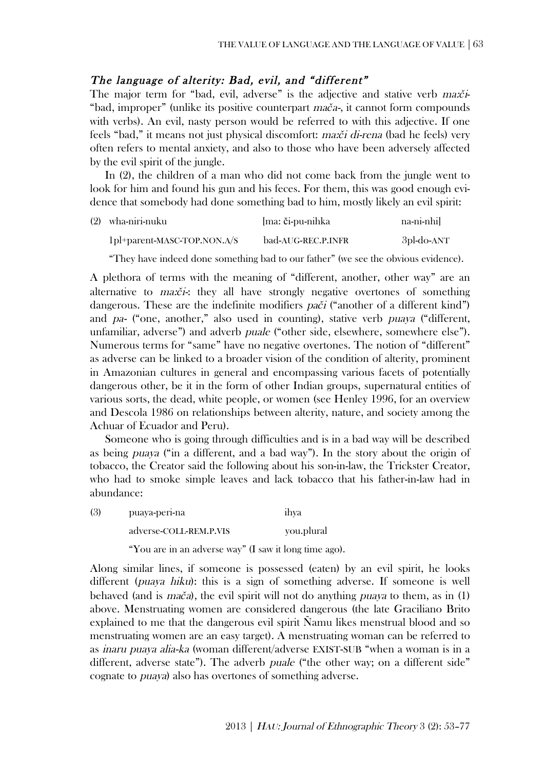### *The language of alterity: Bad, evil, and "different"*

The major term for "bad, evil, adverse" is the adjective and stative verb *ma:či-* "bad, improper" (unlike its positive counterpart *mača-*, it cannot form compounds with verbs). An evil, nasty person would be referred to with this adjective. If one feels "bad," it means not just physical discomfort: *ma:či di-rena* (bad he feels) very often refers to mental anxiety, and also to those who have been adversely affected by the evil spirit of the jungle.

In (2), the children of a man who did not come back from the jungle went to look for him and found his gun and his feces. For them, this was good enough evidence that somebody had done something bad to him, mostly likely an evil spirit:

(2) wha-niri-nuku [ma: či-pu-nihka na-ni-nhi]

1pl+parent-MASC-TOP.NON.A/S bad-AUG-REC.P.INFR 3pl-do-ANT

"They have indeed done something bad to our father" (we see the obvious evidence).

A plethora of terms with the meaning of "different, another, other way" are an alternative to *ma:či-*: they all have strongly negative overtones of something dangerous. These are the indefinite modifiers *pači* ("another of a different kind") and *pa-* ("one, another," also used in counting), stative verb *puaya* ("different, unfamiliar, adverse") and adverb *puale* ("other side, elsewhere, somewhere else"). Numerous terms for "same" have no negative overtones. The notion of "different" as adverse can be linked to a broader vision of the condition of alterity, prominent in Amazonian cultures in general and encompassing various facets of potentially dangerous other, be it in the form of other Indian groups, supernatural entities of various sorts, the dead, white people, or women (see Henley 1996, for an overview and Descola 1986 on relationships between alterity, nature, and society among the Achuar of Ecuador and Peru).

Someone who is going through difficulties and is in a bad way will be described as being *puaya* ("in a different, and a bad way"). In the story about the origin of tobacco, the Creator said the following about his son-in-law, the Trickster Creator, who had to smoke simple leaves and lack tobacco that his father-in-law had in abundance:

(3) puaya-peri-na ihya

adverse-COLL-REM.P.VIS you.plural

"You are in an adverse way" (I saw it long time ago).

Along similar lines, if someone is possessed (eaten) by an evil spirit, he looks different (*puaya hiku*): this is a sign of something adverse. If someone is well behaved (and is *mača*), the evil spirit will not do anything *puaya* to them, as in (1) above. Menstruating women are considered dangerous (the late Graciliano Brito explained to me that the dangerous evil spirit Ñamu likes menstrual blood and so menstruating women are an easy target). A menstruating woman can be referred to as *inaru puaya alia-ka* (woman different/adverse EXIST-SUB "when a woman is in a different, adverse state"). The adverb *puale* ("the other way; on a different side" cognate to *puaya*) also has overtones of something adverse.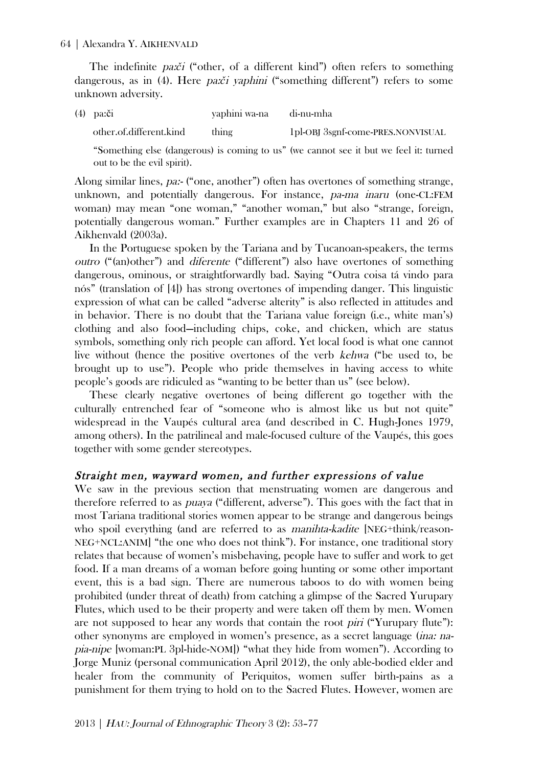The indefinite *pa:či* ("other, of a different kind") often refers to something dangerous, as in (4). Here *pa:či yaphini* ("something different") refers to some unknown adversity.

| (4) pa:či | yaphini wa-na | di-nu-mha |
|---|---|---|
| other.of.different.kind | thing | 1pl-OBJ 3sgnf-come-PRES.NONVISUAL |

"Something else (dangerous) is coming to us" (we cannot see it but we feel it: turned out to be the evil spirit).

Along similar lines, *pa:-* ("one, another") often has overtones of something strange, unknown, and potentially dangerous. For instance, *pa-ma inaru* (one-CL:FEM woman) may mean "one woman," "another woman," but also "strange, foreign, potentially dangerous woman." Further examples are in Chapters 11 and 26 of Aikhenvald (2003a).

In the Portuguese spoken by the Tariana and by Tucanoan-speakers, the terms *outro* ("(an)other") and *diferente* ("different") also have overtones of something dangerous, ominous, or straightforwardly bad. Saying "Outra coisa tá vindo para nós" (translation of [4]) has strong overtones of impending danger. This linguistic expression of what can be called "adverse alterity" is also reflected in attitudes and in behavior. There is no doubt that the Tariana value foreign (i.e., white man's) clothing and also food—including chips, coke, and chicken, which are status symbols, something only rich people can afford. Yet local food is what one cannot live without (hence the positive overtones of the verb *kehwa* ("be used to, be brought up to use"). People who pride themselves in having access to white people's goods are ridiculed as "wanting to be better than us" (see below).

These clearly negative overtones of being different go together with the culturally entrenched fear of "someone who is almost like us but not quite" widespread in the Vaupés cultural area (and described in C. Hugh-Jones 1979, among others). In the patrilineal and male-focused culture of the Vaupés, this goes together with some gender stereotypes.

### *Straight men, wayward women, and further expressions of value*

We saw in the previous section that menstruating women are dangerous and therefore referred to as *puaya* ("different, adverse"). This goes with the fact that in most Tariana traditional stories women appear to be strange and dangerous beings who spoil everything (and are referred to as *manihta-kadite* [NEG+think/reason-NEG+NCL:ANIM] "the one who does not think"). For instance, one traditional story relates that because of women's misbehaving, people have to suffer and work to get food. If a man dreams of a woman before going hunting or some other important event, this is a bad sign. There are numerous taboos to do with women being prohibited (under threat of death) from catching a glimpse of the Sacred Yurupary Flutes, which used to be their property and were taken off them by men. Women are not supposed to hear any words that contain the root *piri* ("Yurupary flute"): other synonyms are employed in women's presence, as a secret language (*ina: na-pia-nipe* [woman:PL 3pl-hide-NOM]) "what they hide from women"). According to Jorge Muniz (personal communication April 2012), the only able-bodied elder and healer from the community of Periquitos, women suffer birth-pains as a punishment for them trying to hold on to the Sacred Flutes. However, women are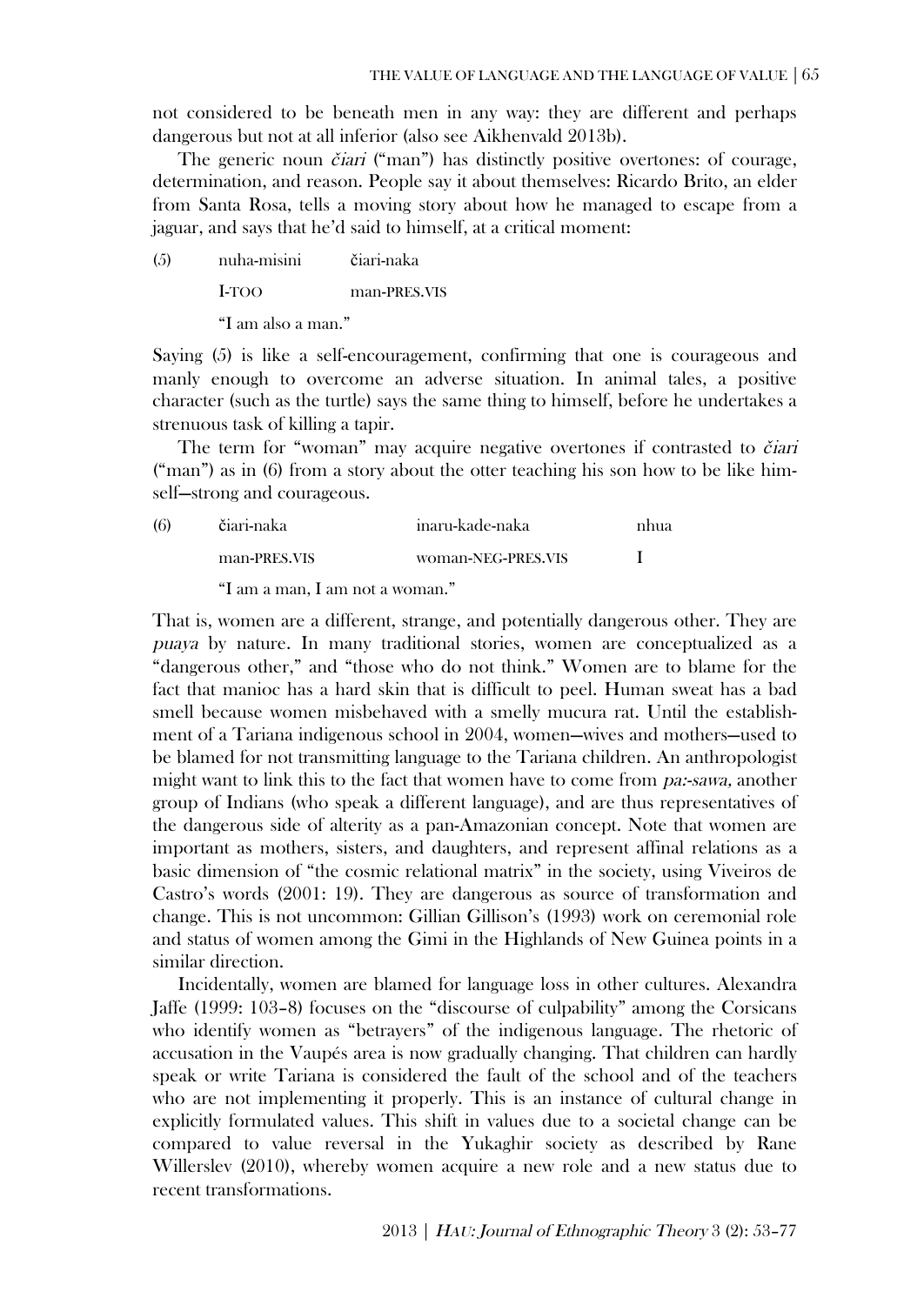not considered to be beneath men in any way: they are different and perhaps dangerous but not at all inferior (also see Aikhenvald 2013b).

The generic noun *čiari* ("man") has distinctly positive overtones: of courage, determination, and reason. People say it about themselves: Ricardo Brito, an elder from Santa Rosa, tells a moving story about how he managed to escape from a jaguar, and says that he'd said to himself, at a critical moment:

| (5) | nuha-misini | čiari-naka |
|---|---|---|
| | I-TOO | man-PRES.VIS |

"I am also a man."

Saying (5) is like a self-encouragement, confirming that one is courageous and manly enough to overcome an adverse situation. In animal tales, a positive character (such as the turtle) says the same thing to himself, before he undertakes a strenuous task of killing a tapir.

The term for "woman" may acquire negative overtones if contrasted to *čiari* ("man") as in (6) from a story about the otter teaching his son how to be like himself—strong and courageous.

| (6) | čiari-naka | inaru-kade-naka | nhua |
|---|---|---|---|
| | man-PRES.VIS | woman-NEG-PRES.VIS | I |

"I am a man, I am not a woman."

That is, women are a different, strange, and potentially dangerous other. They are *puaya* by nature. In many traditional stories, women are conceptualized as a "dangerous other," and "those who do not think." Women are to blame for the fact that manioc has a hard skin that is difficult to peel. Human sweat has a bad smell because women misbehaved with a smelly mucura rat. Until the establishment of a Tariana indigenous school in 2004, women—wives and mothers—used to be blamed for not transmitting language to the Tariana children. An anthropologist might want to link this to the fact that women have to come from *pa:-sawa,* another group of Indians (who speak a different language), and are thus representatives of the dangerous side of alterity as a pan-Amazonian concept. Note that women are important as mothers, sisters, and daughters, and represent affinal relations as a basic dimension of "the cosmic relational matrix" in the society, using Viveiros de Castro's words (2001: 19). They are dangerous as source of transformation and change. This is not uncommon: Gillian Gillison's (1993) work on ceremonial role and status of women among the Gimi in the Highlands of New Guinea points in a similar direction.

Incidentally, women are blamed for language loss in other cultures. Alexandra Jaffe (1999: 103–8) focuses on the "discourse of culpability" among the Corsicans who identify women as "betrayers" of the indigenous language. The rhetoric of accusation in the Vaupés area is now gradually changing. That children can hardly speak or write Tariana is considered the fault of the school and of the teachers who are not implementing it properly. This is an instance of cultural change in explicitly formulated values. This shift in values due to a societal change can be compared to value reversal in the Yukaghir society as described by Rane Willerslev (2010), whereby women acquire a new role and a new status due to recent transformations.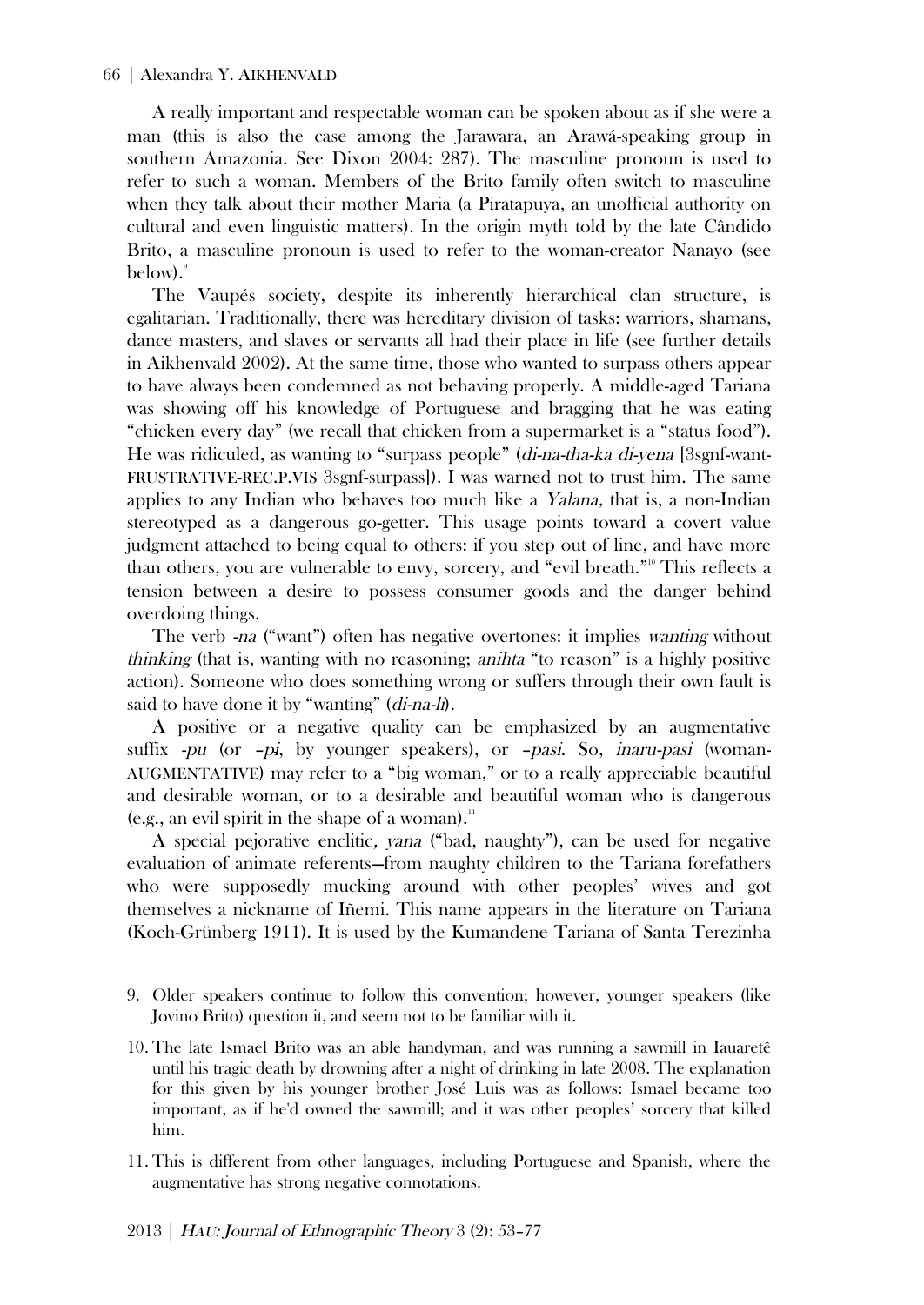A really important and respectable woman can be spoken about as if she were a man (this is also the case among the Jarawara, an Arawá-speaking group in southern Amazonia. See Dixon 2004: 287). The masculine pronoun is used to refer to such a woman. Members of the Brito family often switch to masculine when they talk about their mother Maria (a Piratapuya, an unofficial authority on cultural and even linguistic matters). In the origin myth told by the late Cândido Brito, a masculine pronoun is used to refer to the woman-creator Nanayo (see below).[9]

The Vaupés society, despite its inherently hierarchical clan structure, is egalitarian. Traditionally, there was hereditary division of tasks: warriors, shamans, dance masters, and slaves or servants all had their place in life (see further details in Aikhenvald 2002). At the same time, those who wanted to surpass others appear to have always been condemned as not behaving properly. A middle-aged Tariana was showing off his knowledge of Portuguese and bragging that he was eating "chicken every day" (we recall that chicken from a supermarket is a "status food"). He was ridiculed, as wanting to "surpass people" (*di-na-tha-ka di-yena* [3sgnf-want-FRUSTRATIVE-REC.P.VIS 3sgnf-surpass]). I was warned not to trust him. The same applies to any Indian who behaves too much like a *Yalana,* that is, a non-Indian stereotyped as a dangerous go-getter. This usage points toward a covert value judgment attached to being equal to others: if you step out of line, and have more than others, you are vulnerable to envy, sorcery, and "evil breath."[10] This reflects a tension between a desire to possess consumer goods and the danger behind overdoing things.

The verb *-na* ("want") often has negative overtones: it implies *wanting* without *thinking* (that is, wanting with no reasoning; *anihta* "to reason" is a highly positive action). Someone who does something wrong or suffers through their own fault is said to have done it by "wanting" (*di-na-li*).

A positive or a negative quality can be emphasized by an augmentative suffix *-pu* (or *-pi*, by younger speakers), or *-pasi*. So, *inaru-pasi* (woman-AUGMENTATIVE) may refer to a "big woman," or to a really appreciable beautiful and desirable woman, or to a desirable and beautiful woman who is dangerous (e.g., an evil spirit in the shape of a woman).[11]

A special pejorative enclitic*, yana* ("bad, naughty"), can be used for negative evaluation of animate referents—from naughty children to the Tariana forefathers who were supposedly mucking around with other peoples' wives and got themselves a nickname of Iñemi. This name appears in the literature on Tariana (Koch-Grünberg 1911). It is used by the Kumandene Tariana of Santa Terezinha

---

9. Older speakers continue to follow this convention; however, younger speakers (like Jovino Brito) question it, and seem not to be familiar with it.

10. The late Ismael Brito was an able handyman, and was running a sawmill in Iauaretê until his tragic death by drowning after a night of drinking in late 2008. The explanation for this given by his younger brother José Luis was as follows: Ismael became too important, as if he'd owned the sawmill; and it was other peoples' sorcery that killed him.

11. This is different from other languages, including Portuguese and Spanish, where the augmentative has strong negative connotations.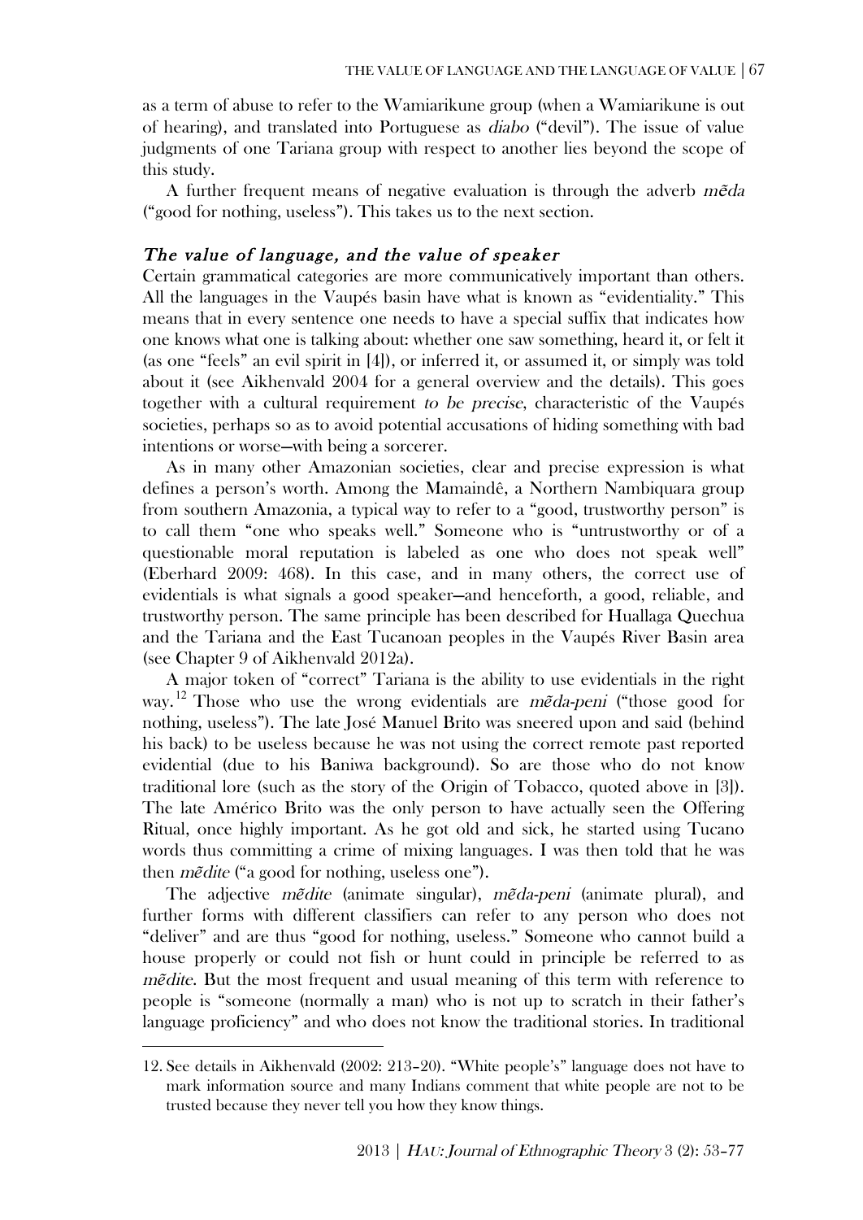as a term of abuse to refer to the Wamiarikune group (when a Wamiarikune is out of hearing), and translated into Portuguese as *diabo* ("devil"). The issue of value judgments of one Tariana group with respect to another lies beyond the scope of this study.

A further frequent means of negative evaluation is through the adverb *mẽda* ("good for nothing, useless"). This takes us to the next section.

### *The value of language, and the value of speaker*

Certain grammatical categories are more communicatively important than others. All the languages in the Vaupés basin have what is known as "evidentiality." This means that in every sentence one needs to have a special suffix that indicates how one knows what one is talking about: whether one saw something, heard it, or felt it (as one "feels" an evil spirit in [4]), or inferred it, or assumed it, or simply was told about it (see Aikhenvald 2004 for a general overview and the details). This goes together with a cultural requirement *to be precise*, characteristic of the Vaupés societies, perhaps so as to avoid potential accusations of hiding something with bad intentions or worse—with being a sorcerer.

As in many other Amazonian societies, clear and precise expression is what defines a person's worth. Among the Mamaindê, a Northern Nambiquara group from southern Amazonia, a typical way to refer to a "good, trustworthy person" is to call them "one who speaks well." Someone who is "untrustworthy or of a questionable moral reputation is labeled as one who does not speak well" (Eberhard 2009: 468). In this case, and in many others, the correct use of evidentials is what signals a good speaker—and henceforth, a good, reliable, and trustworthy person. The same principle has been described for Huallaga Quechua and the Tariana and the East Tucanoan peoples in the Vaupés River Basin area (see Chapter 9 of Aikhenvald 2012a).

A major token of "correct" Tariana is the ability to use evidentials in the right way.[12] Those who use the wrong evidentials are *mẽda-peni* ("those good for nothing, useless"). The late José Manuel Brito was sneered upon and said (behind his back) to be useless because he was not using the correct remote past reported evidential (due to his Baniwa background). So are those who do not know traditional lore (such as the story of the Origin of Tobacco, quoted above in [3]). The late Américo Brito was the only person to have actually seen the Offering Ritual, once highly important. As he got old and sick, he started using Tucano words thus committing a crime of mixing languages. I was then told that he was then *mẽdite* ("a good for nothing, useless one").

The adjective *mẽdite* (animate singular), *mẽda-peni* (animate plural), and further forms with different classifiers can refer to any person who does not "deliver" and are thus "good for nothing, useless." Someone who cannot build a house properly or could not fish or hunt could in principle be referred to as *mẽdite*. But the most frequent and usual meaning of this term with reference to people is "someone (normally a man) who is not up to scratch in their father's language proficiency" and who does not know the traditional stories. In traditional

12. See details in Aikhenvald (2002: 213–20). "White people's" language does not have to mark information source and many Indians comment that white people are not to be trusted because they never tell you how they know things.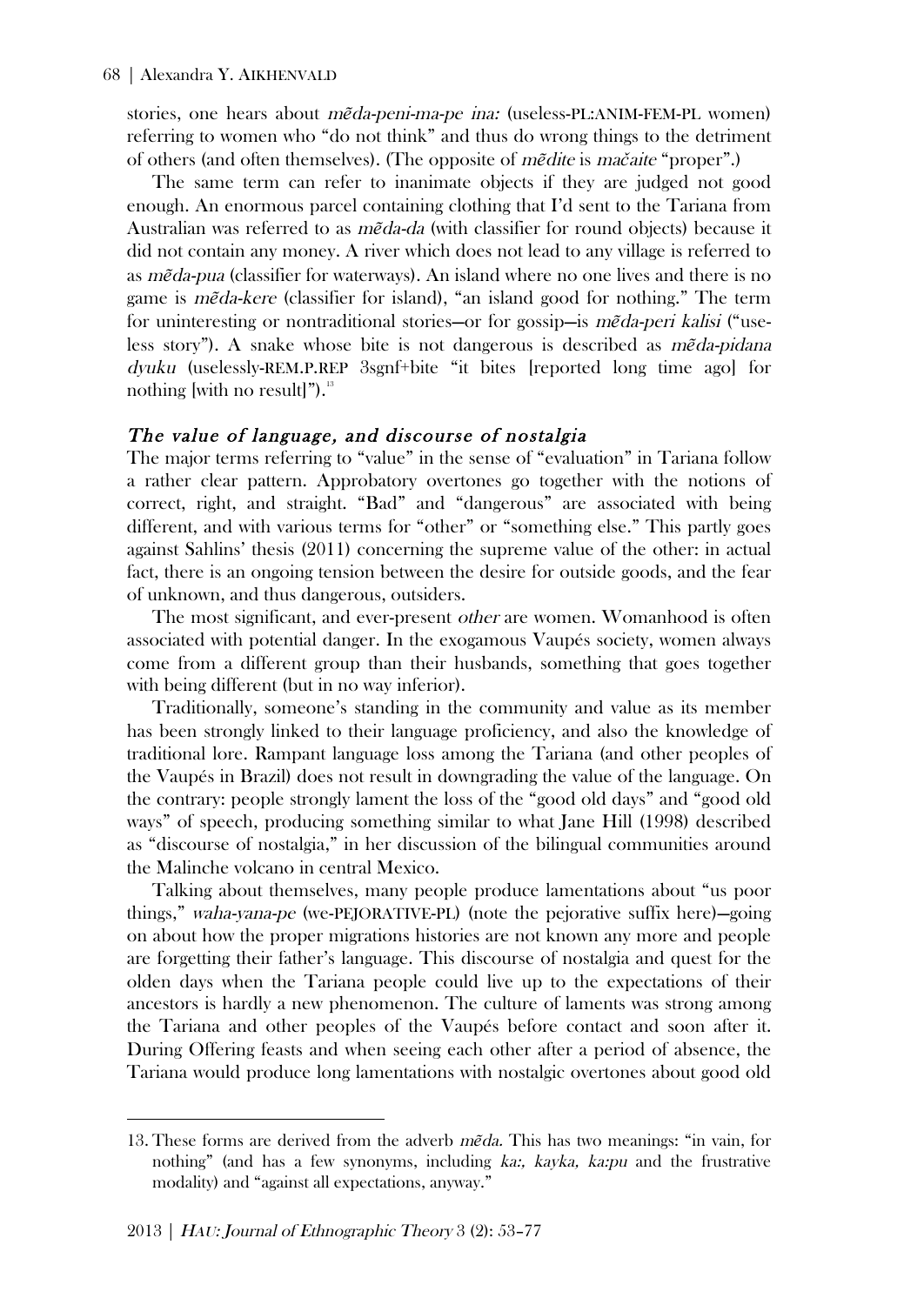stories, one hears about *mẽda-peni-ma-pe ina:* (useless-PL:ANIM-FEM-PL women) referring to women who "do not think" and thus do wrong things to the detriment of others (and often themselves). (The opposite of *mẽdite* is *mačaite* "proper".)

The same term can refer to inanimate objects if they are judged not good enough. An enormous parcel containing clothing that I'd sent to the Tariana from Australian was referred to as *mẽda-da* (with classifier for round objects) because it did not contain any money. A river which does not lead to any village is referred to as *mẽda-pua* (classifier for waterways). An island where no one lives and there is no game is *mẽda-kere* (classifier for island), "an island good for nothing." The term for uninteresting or nontraditional stories—or for gossip—is *mẽda-peri kalisi* ("useless story"). A snake whose bite is not dangerous is described as *mẽda-pidana dyuku* (uselessly-REM.P.REP 3sgnf+bite "it bites [reported long time ago] for nothing [with no result]").[13]

### *The value of language, and discourse of nostalgia*

The major terms referring to "value" in the sense of "evaluation" in Tariana follow a rather clear pattern. Approbatory overtones go together with the notions of correct, right, and straight. "Bad" and "dangerous" are associated with being different, and with various terms for "other" or "something else." This partly goes against Sahlins' thesis (2011) concerning the supreme value of the other: in actual fact, there is an ongoing tension between the desire for outside goods, and the fear of unknown, and thus dangerous, outsiders.

The most significant, and ever-present *other* are women. Womanhood is often associated with potential danger. In the exogamous Vaupés society, women always come from a different group than their husbands, something that goes together with being different (but in no way inferior).

Traditionally, someone's standing in the community and value as its member has been strongly linked to their language proficiency, and also the knowledge of traditional lore. Rampant language loss among the Tariana (and other peoples of the Vaupés in Brazil) does not result in downgrading the value of the language. On the contrary: people strongly lament the loss of the "good old days" and "good old ways" of speech, producing something similar to what Jane Hill (1998) described as "discourse of nostalgia," in her discussion of the bilingual communities around the Malinche volcano in central Mexico.

Talking about themselves, many people produce lamentations about "us poor things," *waha-yana-pe* (we-PEJORATIVE-PL) (note the pejorative suffix here)—going on about how the proper migrations histories are not known any more and people are forgetting their father's language. This discourse of nostalgia and quest for the olden days when the Tariana people could live up to the expectations of their ancestors is hardly a new phenomenon. The culture of laments was strong among the Tariana and other peoples of the Vaupés before contact and soon after it. During Offering feasts and when seeing each other after a period of absence, the Tariana would produce long lamentations with nostalgic overtones about good old

---

13. These forms are derived from the adverb *mẽda*. This has two meanings: "in vain, for nothing" (and has a few synonyms, including *ka:, kayka, ka:pu* and the frustrative modality) and "against all expectations, anyway."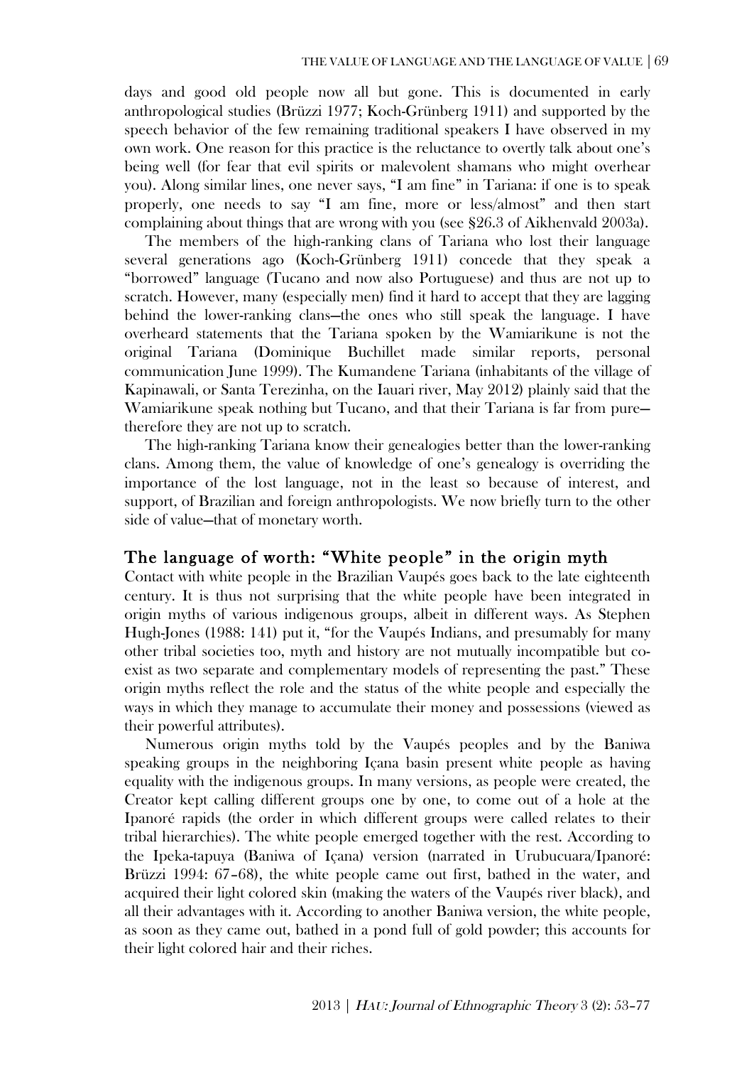days and good old people now all but gone. This is documented in early anthropological studies (Brüzzi 1977; Koch-Grünberg 1911) and supported by the speech behavior of the few remaining traditional speakers I have observed in my own work. One reason for this practice is the reluctance to overtly talk about one's being well (for fear that evil spirits or malevolent shamans who might overhear you). Along similar lines, one never says, "I am fine" in Tariana: if one is to speak properly, one needs to say "I am fine, more or less/almost" and then start complaining about things that are wrong with you (see §26.3 of Aikhenvald 2003a).

The members of the high-ranking clans of Tariana who lost their language several generations ago (Koch-Grünberg 1911) concede that they speak a "borrowed" language (Tucano and now also Portuguese) and thus are not up to scratch. However, many (especially men) find it hard to accept that they are lagging behind the lower-ranking clans—the ones who still speak the language. I have overheard statements that the Tariana spoken by the Wamiarikune is not the original Tariana (Dominique Buchillet made similar reports, personal communication June 1999). The Kumandene Tariana (inhabitants of the village of Kapinawali, or Santa Terezinha, on the Iauari river, May 2012) plainly said that the Wamiarikune speak nothing but Tucano, and that their Tariana is far from pure—therefore they are not up to scratch.

The high-ranking Tariana know their genealogies better than the lower-ranking clans. Among them, the value of knowledge of one's genealogy is overriding the importance of the lost language, not in the least so because of interest, and support, of Brazilian and foreign anthropologists. We now briefly turn to the other side of value—that of monetary worth.

## The language of worth: "White people" in the origin myth

Contact with white people in the Brazilian Vaupés goes back to the late eighteenth century. It is thus not surprising that the white people have been integrated in origin myths of various indigenous groups, albeit in different ways. As Stephen Hugh-Jones (1988: 141) put it, "for the Vaupés Indians, and presumably for many other tribal societies too, myth and history are not mutually incompatible but co-exist as two separate and complementary models of representing the past." These origin myths reflect the role and the status of the white people and especially the ways in which they manage to accumulate their money and possessions (viewed as their powerful attributes).

Numerous origin myths told by the Vaupés peoples and by the Baniwa speaking groups in the neighboring Içana basin present white people as having equality with the indigenous groups. In many versions, as people were created, the Creator kept calling different groups one by one, to come out of a hole at the Ipanoré rapids (the order in which different groups were called relates to their tribal hierarchies). The white people emerged together with the rest. According to the Ipeka-tapuya (Baniwa of Içana) version (narrated in Urubucuara/Ipanoré: Brüzzi 1994: 67–68), the white people came out first, bathed in the water, and acquired their light colored skin (making the waters of the Vaupés river black), and all their advantages with it. According to another Baniwa version, the white people, as soon as they came out, bathed in a pond full of gold powder; this accounts for their light colored hair and their riches.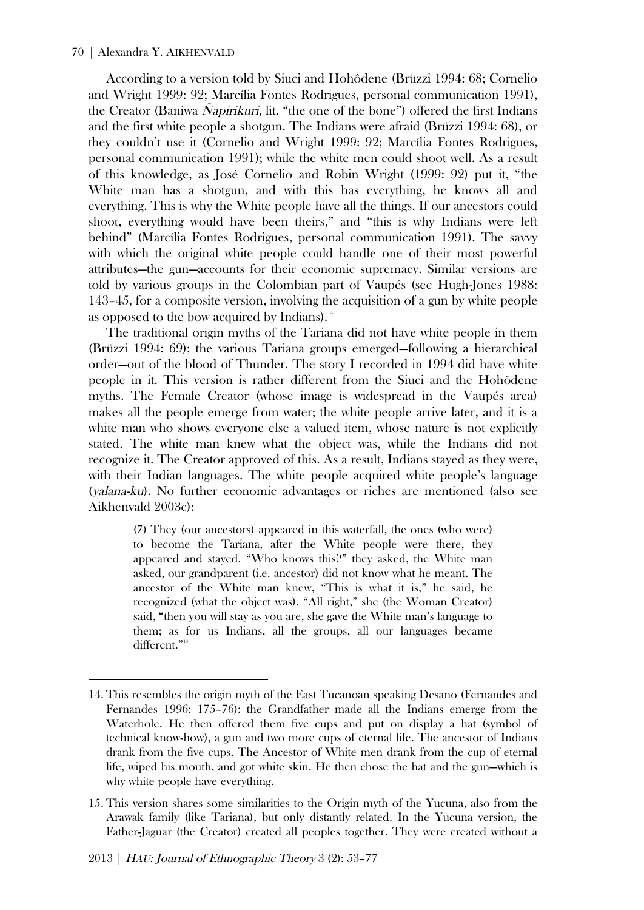According to a version told by Siuci and Hohôdene (Brüzzi 1994: 68; Cornelio and Wright 1999: 92; Marcília Fontes Rodrigues, personal communication 1991), the Creator (Baniwa *Ñapirikuri*, lit. "the one of the bone") offered the first Indians and the first white people a shotgun. The Indians were afraid (Brüzzi 1994: 68), or they couldn't use it (Cornelio and Wright 1999: 92; Marcília Fontes Rodrigues, personal communication 1991); while the white men could shoot well. As a result of this knowledge, as José Cornelio and Robin Wright (1999: 92) put it, "the White man has a shotgun, and with this has everything, he knows all and everything. This is why the White people have all the things. If our ancestors could shoot, everything would have been theirs," and "this is why Indians were left behind" (Marcília Fontes Rodrigues, personal communication 1991). The savvy with which the original white people could handle one of their most powerful attributes—the gun—accounts for their economic supremacy. Similar versions are told by various groups in the Colombian part of Vaupés (see Hugh-Jones 1988: 143–45, for a composite version, involving the acquisition of a gun by white people as opposed to the bow acquired by Indians).[14]

The traditional origin myths of the Tariana did not have white people in them (Brüzzi 1994: 69); the various Tariana groups emerged—following a hierarchical order—out of the blood of Thunder. The story I recorded in 1994 did have white people in it. This version is rather different from the Siuci and the Hohôdene myths. The Female Creator (whose image is widespread in the Vaupés area) makes all the people emerge from water; the white people arrive later, and it is a white man who shows everyone else a valued item, whose nature is not explicitly stated. The white man knew what the object was, while the Indians did not recognize it. The Creator approved of this. As a result, Indians stayed as they were, with their Indian languages. The white people acquired white people's language (*yalana-ku*). No further economic advantages or riches are mentioned (also see Aikhenvald 2003c):

> (7) They (our ancestors) appeared in this waterfall, the ones (who were) to become the Tariana, after the White people were there, they appeared and stayed. "Who knows this?" they asked, the White man asked, our grandparent (i.e. ancestor) did not know what he meant. The ancestor of the White man knew, "This is what it is," he said, he recognized (what the object was). "All right," she (the Woman Creator) said, "then you will stay as you are, she gave the White man's language to them; as for us Indians, all the groups, all our languages became different."[15]

---

14. This resembles the origin myth of the East Tucanoan speaking Desano (Fernandes and Fernandes 1996: 175–76): the Grandfather made all the Indians emerge from the Waterhole. He then offered them five cups and put on display a hat (symbol of technical know-how), a gun and two more cups of eternal life. The ancestor of Indians drank from the five cups. The Ancestor of White men drank from the cup of eternal life, wiped his mouth, and got white skin. He then chose the hat and the gun—which is why white people have everything.

15. This version shares some similarities to the Origin myth of the Yucuna, also from the Arawak family (like Tariana), but only distantly related. In the Yucuna version, the Father-Jaguar (the Creator) created all peoples together. They were created without a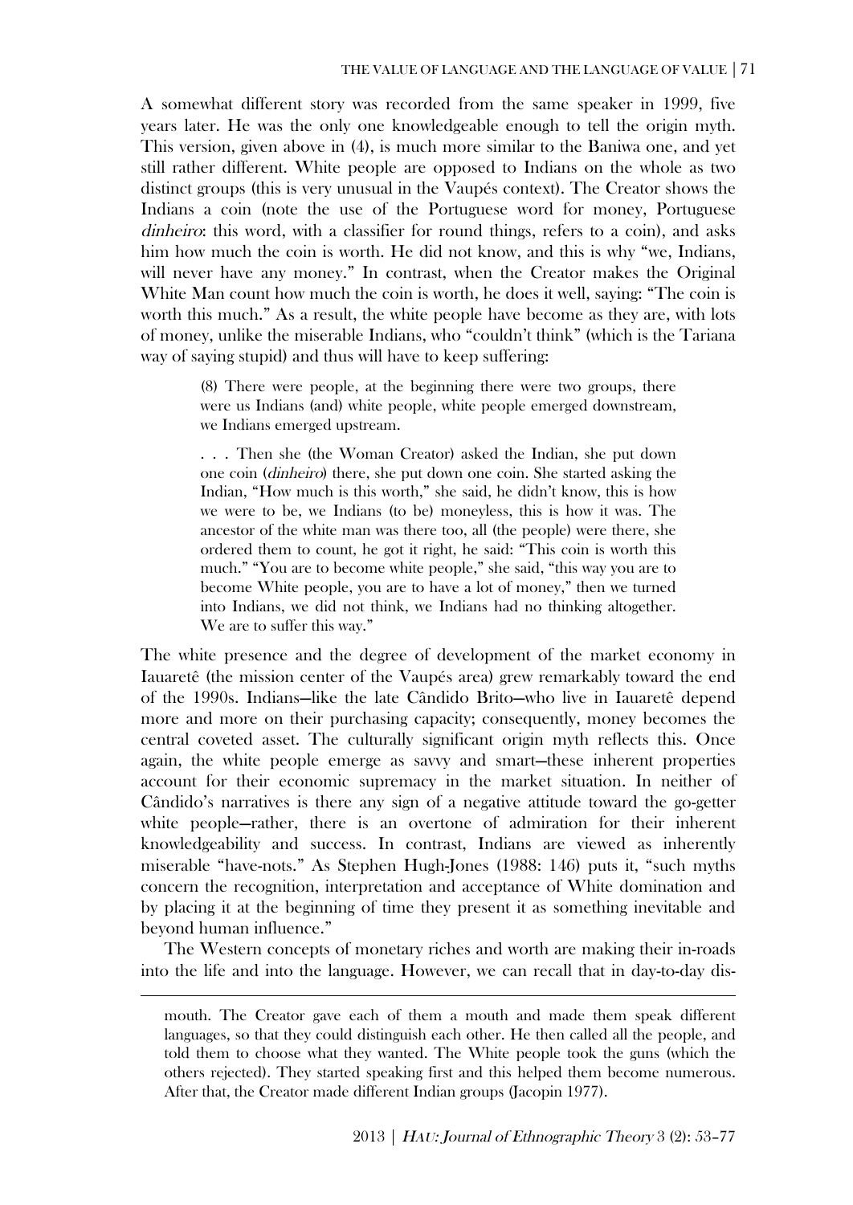A somewhat different story was recorded from the same speaker in 1999, five years later. He was the only one knowledgeable enough to tell the origin myth. This version, given above in (4), is much more similar to the Baniwa one, and yet still rather different. White people are opposed to Indians on the whole as two distinct groups (this is very unusual in the Vaupés context). The Creator shows the Indians a coin (note the use of the Portuguese word for money, Portuguese *dinheiro*: this word, with a classifier for round things, refers to a coin), and asks him how much the coin is worth. He did not know, and this is why "we, Indians, will never have any money." In contrast, when the Creator makes the Original White Man count how much the coin is worth, he does it well, saying: "The coin is worth this much." As a result, the white people have become as they are, with lots of money, unlike the miserable Indians, who "couldn't think" (which is the Tariana way of saying stupid) and thus will have to keep suffering:

> (8) There were people, at the beginning there were two groups, there were us Indians (and) white people, white people emerged downstream, we Indians emerged upstream.
>
> . . . Then she (the Woman Creator) asked the Indian, she put down one coin (*dinheiro*) there, she put down one coin. She started asking the Indian, "How much is this worth," she said, he didn't know, this is how we were to be, we Indians (to be) moneyless, this is how it was. The ancestor of the white man was there too, all (the people) were there, she ordered them to count, he got it right, he said: "This coin is worth this much." "You are to become white people," she said, "this way you are to become White people, you are to have a lot of money," then we turned into Indians, we did not think, we Indians had no thinking altogether. We are to suffer this way."

The white presence and the degree of development of the market economy in Iauaretê (the mission center of the Vaupés area) grew remarkably toward the end of the 1990s. Indians—like the late Cândido Brito—who live in Iauaretê depend more and more on their purchasing capacity; consequently, money becomes the central coveted asset. The culturally significant origin myth reflects this. Once again, the white people emerge as savvy and smart—these inherent properties account for their economic supremacy in the market situation. In neither of Cândido's narratives is there any sign of a negative attitude toward the go-getter white people—rather, there is an overtone of admiration for their inherent knowledgeability and success. In contrast, Indians are viewed as inherently miserable "have-nots." As Stephen Hugh-Jones (1988: 146) puts it, "such myths concern the recognition, interpretation and acceptance of White domination and by placing it at the beginning of time they present it as something inevitable and beyond human influence."

The Western concepts of monetary riches and worth are making their in-roads into the life and into the language. However, we can recall that in day-to-day dis-

mouth. The Creator gave each of them a mouth and made them speak different languages, so that they could distinguish each other. He then called all the people, and told them to choose what they wanted. The White people took the guns (which the others rejected). They started speaking first and this helped them become numerous. After that, the Creator made different Indian groups (Jacopin 1977).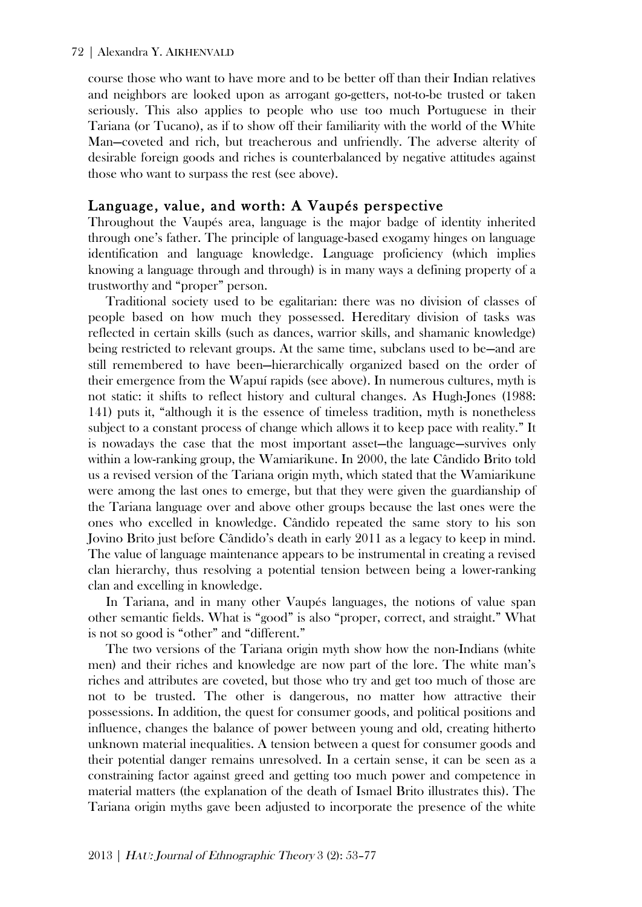course those who want to have more and to be better off than their Indian relatives and neighbors are looked upon as arrogant go-getters, not-to-be trusted or taken seriously. This also applies to people who use too much Portuguese in their Tariana (or Tucano), as if to show off their familiarity with the world of the White Man—coveted and rich, but treacherous and unfriendly. The adverse alterity of desirable foreign goods and riches is counterbalanced by negative attitudes against those who want to surpass the rest (see above).

## Language, value, and worth: A Vaupés perspective

Throughout the Vaupés area, language is the major badge of identity inherited through one's father. The principle of language-based exogamy hinges on language identification and language knowledge. Language proficiency (which implies knowing a language through and through) is in many ways a defining property of a trustworthy and "proper" person.

Traditional society used to be egalitarian: there was no division of classes of people based on how much they possessed. Hereditary division of tasks was reflected in certain skills (such as dances, warrior skills, and shamanic knowledge) being restricted to relevant groups. At the same time, subclans used to be—and are still remembered to have been—hierarchically organized based on the order of their emergence from the Wapuí rapids (see above). In numerous cultures, myth is not static: it shifts to reflect history and cultural changes. As Hugh-Jones (1988: 141) puts it, "although it is the essence of timeless tradition, myth is nonetheless subject to a constant process of change which allows it to keep pace with reality." It is nowadays the case that the most important asset—the language—survives only within a low-ranking group, the Wamiarikune. In 2000, the late Cândido Brito told us a revised version of the Tariana origin myth, which stated that the Wamiarikune were among the last ones to emerge, but that they were given the guardianship of the Tariana language over and above other groups because the last ones were the ones who excelled in knowledge. Cândido repeated the same story to his son Jovino Brito just before Cândido's death in early 2011 as a legacy to keep in mind. The value of language maintenance appears to be instrumental in creating a revised clan hierarchy, thus resolving a potential tension between being a lower-ranking clan and excelling in knowledge.

In Tariana, and in many other Vaupés languages, the notions of value span other semantic fields. What is "good" is also "proper, correct, and straight." What is not so good is "other" and "different."

The two versions of the Tariana origin myth show how the non-Indians (white men) and their riches and knowledge are now part of the lore. The white man's riches and attributes are coveted, but those who try and get too much of those are not to be trusted. The other is dangerous, no matter how attractive their possessions. In addition, the quest for consumer goods, and political positions and influence, changes the balance of power between young and old, creating hitherto unknown material inequalities. A tension between a quest for consumer goods and their potential danger remains unresolved. In a certain sense, it can be seen as a constraining factor against greed and getting too much power and competence in material matters (the explanation of the death of Ismael Brito illustrates this). The Tariana origin myths gave been adjusted to incorporate the presence of the white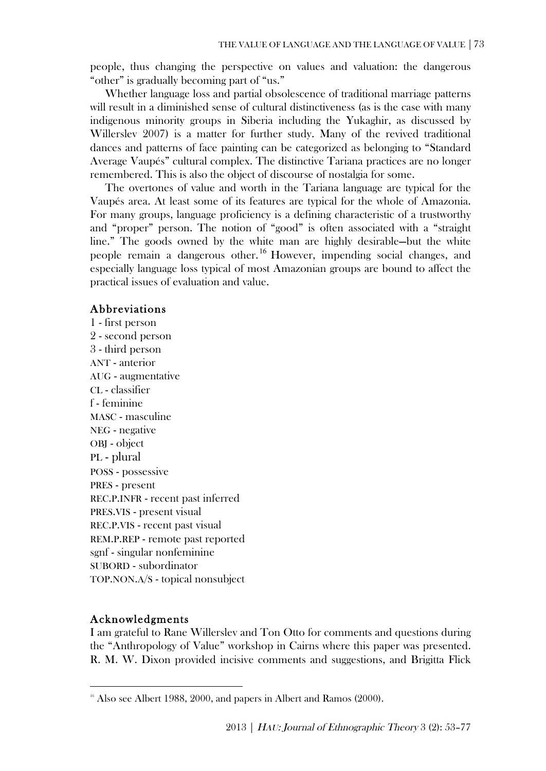people, thus changing the perspective on values and valuation: the dangerous "other" is gradually becoming part of "us."

Whether language loss and partial obsolescence of traditional marriage patterns will result in a diminished sense of cultural distinctiveness (as is the case with many indigenous minority groups in Siberia including the Yukaghir, as discussed by Willerslev 2007) is a matter for further study. Many of the revived traditional dances and patterns of face painting can be categorized as belonging to "Standard Average Vaupés" cultural complex. The distinctive Tariana practices are no longer remembered. This is also the object of discourse of nostalgia for some.

The overtones of value and worth in the Tariana language are typical for the Vaupés area. At least some of its features are typical for the whole of Amazonia. For many groups, language proficiency is a defining characteristic of a trustworthy and "proper" person. The notion of "good" is often associated with a "straight line." The goods owned by the white man are highly desirable—but the white people remain a dangerous other.[16] However, impending social changes, and especially language loss typical of most Amazonian groups are bound to affect the practical issues of evaluation and value.

## Abbreviations

1 - first person
2 - second person
3 - third person
ANT - anterior
AUG - augmentative
CL - classifier
f - feminine
MASC - masculine
NEG - negative
OBJ - object
PL - plural
POSS - possessive
PRES - present
REC.P.INFR - recent past inferred
PRES.VIS - present visual
REC.P.VIS - recent past visual
REM.P.REP - remote past reported
sgnf - singular nonfeminine
SUBORD - subordinator
TOP.NON.A/S - topical nonsubject

## Acknowledgments

I am grateful to Rane Willerslev and Ton Otto for comments and questions during the "Anthropology of Value" workshop in Cairns where this paper was presented. R. M. W. Dixon provided incisive comments and suggestions, and Brigitta Flick

[16] Also see Albert 1988, 2000, and papers in Albert and Ramos (2000).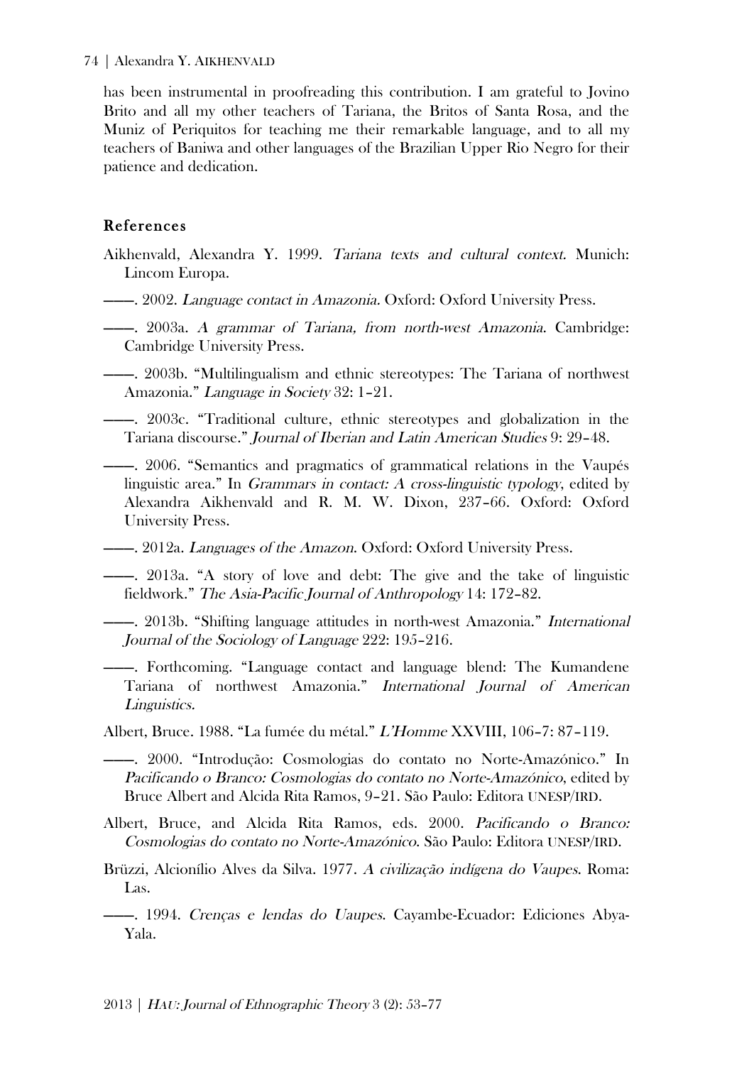has been instrumental in proofreading this contribution. I am grateful to Jovino Brito and all my other teachers of Tariana, the Britos of Santa Rosa, and the Muniz of Periquitos for teaching me their remarkable language, and to all my teachers of Baniwa and other languages of the Brazilian Upper Rio Negro for their patience and dedication.

## References

Aikhenvald, Alexandra Y. 1999. *Tariana texts and cultural context.* Munich: Lincom Europa.

———. 2002. *Language contact in Amazonia.* Oxford: Oxford University Press.

———. 2003a. *A grammar of Tariana, from north-west Amazonia.* Cambridge: Cambridge University Press.

———. 2003b. "Multilingualism and ethnic stereotypes: The Tariana of northwest Amazonia." *Language in Society* 32: 1–21.

———. 2003c. "Traditional culture, ethnic stereotypes and globalization in the Tariana discourse." *Journal of Iberian and Latin American Studies* 9: 29–48.

———. 2006. "Semantics and pragmatics of grammatical relations in the Vaupés linguistic area." In *Grammars in contact: A cross-linguistic typology*, edited by Alexandra Aikhenvald and R. M. W. Dixon, 237–66. Oxford: Oxford University Press.

———. 2012a. *Languages of the Amazon.* Oxford: Oxford University Press.

———. 2013a. "A story of love and debt: The give and the take of linguistic fieldwork." *The Asia-Pacific Journal of Anthropology* 14: 172–82.

———. 2013b. "Shifting language attitudes in north-west Amazonia." *International Journal of the Sociology of Language* 222: 195–216.

———. Forthcoming. "Language contact and language blend: The Kumandene Tariana of northwest Amazonia." *International Journal of American Linguistics.*

Albert, Bruce. 1988. "La fumée du métal." *L'Homme* XXVIII, 106–7: 87–119.

———. 2000. "Introdução: Cosmologias do contato no Norte-Amazónico." In *Pacificando o Branco: Cosmologias do contato no Norte-Amazónico*, edited by Bruce Albert and Alcida Rita Ramos, 9–21. São Paulo: Editora UNESP/IRD.

Albert, Bruce, and Alcida Rita Ramos, eds. 2000. *Pacificando o Branco: Cosmologias do contato no Norte-Amazónico.* São Paulo: Editora UNESP/IRD.

Brüzzi, Alcionílio Alves da Silva. 1977. *A civilização indígena do Vaupes.* Roma: Las.

———. 1994. *Crenças e lendas do Uaupes.* Cayambe-Ecuador: Ediciones Abya-Yala.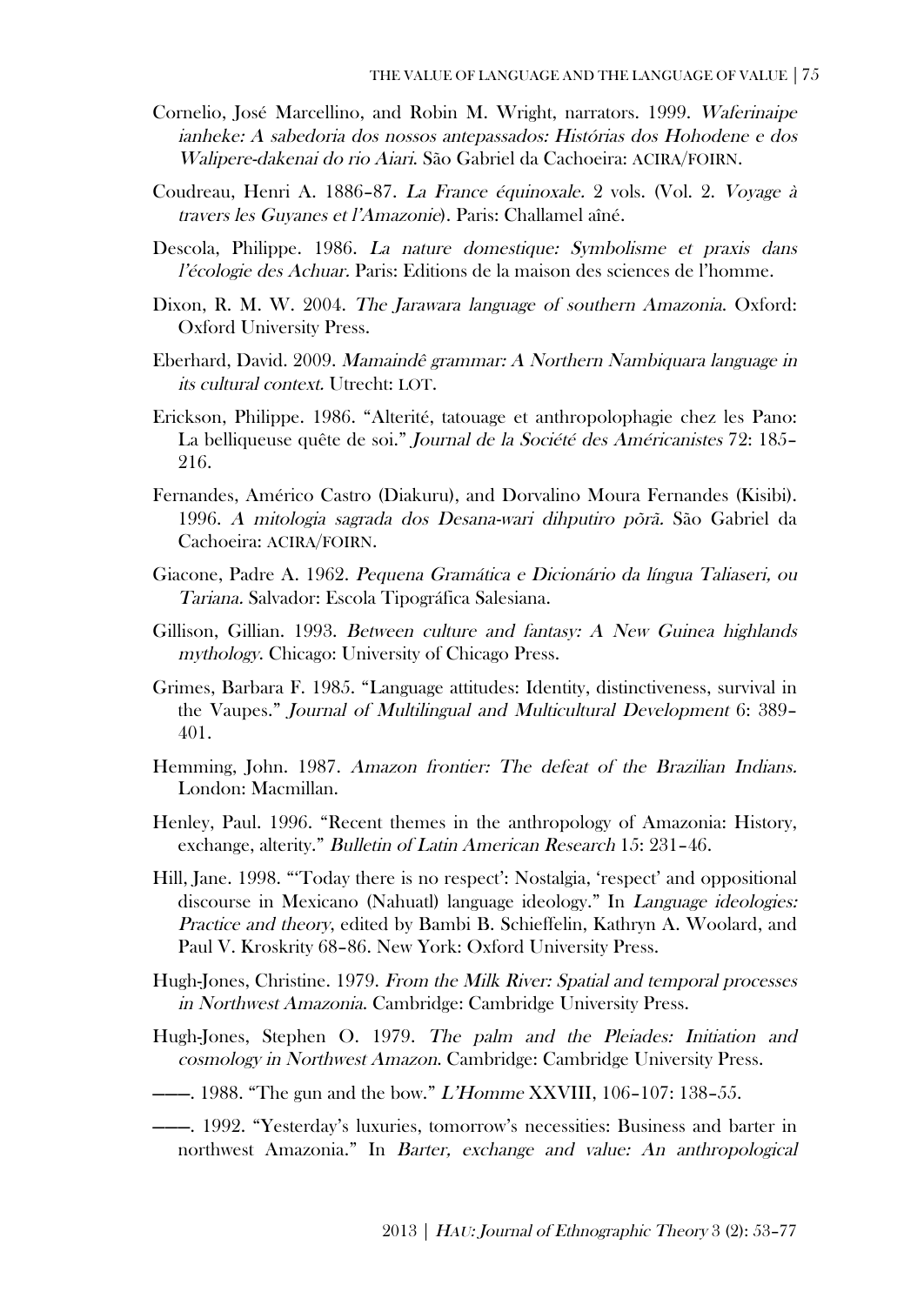Cornelio, José Marcellino, and Robin M. Wright, narrators. 1999. *Waferinaipe ianheke: A sabedoria dos nossos antepassados: Histórias dos Hohodene e dos Walipere-dakenai do rio Aiari.* São Gabriel da Cachoeira: ACIRA/FOIRN.

Coudreau, Henri A. 1886–87. *La France équinoxale.* 2 vols. (Vol. 2. *Voyage à travers les Guyanes et l'Amazonie*). Paris: Challamel aîné.

Descola, Philippe. 1986. *La nature domestique: Symbolisme et praxis dans l'écologie des Achuar.* Paris: Editions de la maison des sciences de l'homme.

Dixon, R. M. W. 2004. *The Jarawara language of southern Amazonia.* Oxford: Oxford University Press.

Eberhard, David. 2009. *Mamaindê grammar: A Northern Nambiquara language in its cultural context.* Utrecht: LOT.

Erickson, Philippe. 1986. "Alterité, tatouage et anthropolophagie chez les Pano: La belliqueuse quête de soi." *Journal de la Société des Américanistes* 72: 185–216.

Fernandes, Américo Castro (Diakuru), and Dorvalino Moura Fernandes (Kisibi). 1996. *A mitologia sagrada dos Desana-wari dihputiro põrã.* São Gabriel da Cachoeira: ACIRA/FOIRN.

Giacone, Padre A. 1962. *Pequena Gramática e Dicionário da língua Taliaseri, ou Tariana.* Salvador: Escola Tipográfica Salesiana.

Gillison, Gillian. 1993. *Between culture and fantasy: A New Guinea highlands mythology.* Chicago: University of Chicago Press.

Grimes, Barbara F. 1985. "Language attitudes: Identity, distinctiveness, survival in the Vaupes." *Journal of Multilingual and Multicultural Development* 6: 389–401.

Hemming, John. 1987. *Amazon frontier: The defeat of the Brazilian Indians.* London: Macmillan.

Henley, Paul. 1996. "Recent themes in the anthropology of Amazonia: History, exchange, alterity." *Bulletin of Latin American Research* 15: 231–46.

Hill, Jane. 1998. "'Today there is no respect': Nostalgia, 'respect' and oppositional discourse in Mexicano (Nahuatl) language ideology." In *Language ideologies: Practice and theory*, edited by Bambi B. Schieffelin, Kathryn A. Woolard, and Paul V. Kroskrity 68–86. New York: Oxford University Press.

Hugh-Jones, Christine. 1979. *From the Milk River: Spatial and temporal processes in Northwest Amazonia.* Cambridge: Cambridge University Press.

Hugh-Jones, Stephen O. 1979. *The palm and the Pleiades: Initiation and cosmology in Northwest Amazon.* Cambridge: Cambridge University Press.

———. 1988. "The gun and the bow." *L'Homme* XXVIII, 106–107: 138–55.

———. 1992. "Yesterday's luxuries, tomorrow's necessities: Business and barter in northwest Amazonia." In *Barter, exchange and value: An anthropological*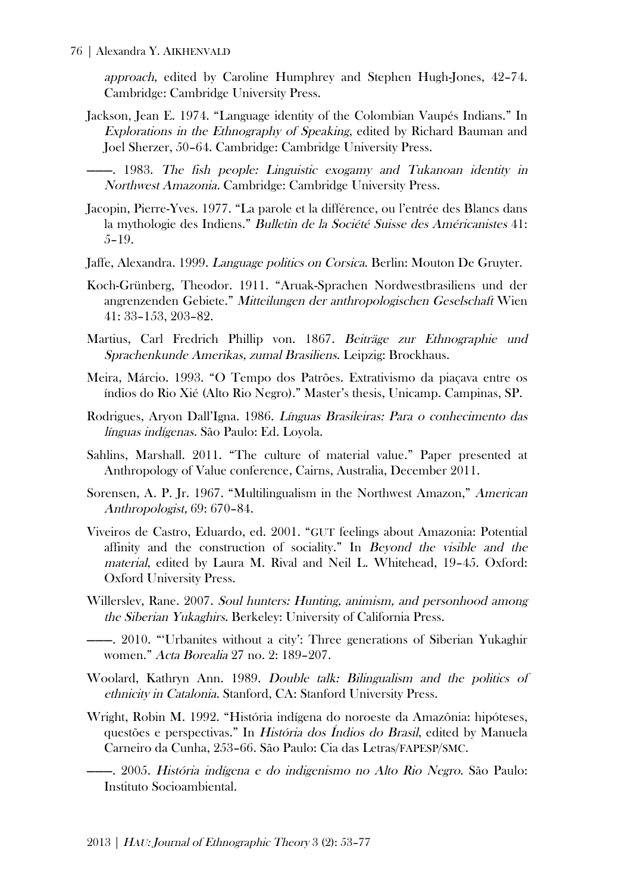*approach*, edited by Caroline Humphrey and Stephen Hugh-Jones, 42–74. Cambridge: Cambridge University Press.

Jackson, Jean E. 1974. "Language identity of the Colombian Vaupés Indians." In *Explorations in the Ethnography of Speaking*, edited by Richard Bauman and Joel Sherzer, 50–64. Cambridge: Cambridge University Press.

———. 1983. *The fish people: Linguistic exogamy and Tukanoan identity in Northwest Amazonia.* Cambridge: Cambridge University Press.

Jacopin, Pierre-Yves. 1977. "La parole et la différence, ou l'entrée des Blancs dans la mythologie des Indiens." *Bulletin de la Société Suisse des Américanistes* 41: 5–19.

Jaffe, Alexandra. 1999. *Language politics on Corsica*. Berlin: Mouton De Gruyter.

Koch-Grünberg, Theodor. 1911. "Aruak-Sprachen Nordwestbrasiliens und der angrenzenden Gebiete." *Mitteilungen der anthropologischen Geselschaft* Wien 41: 33–153, 203–82.

Martius, Carl Fredrich Phillip von. 1867. *Beiträge zur Ethnographie und Sprachenkunde Amerikas, zumal Brasiliens*. Leipzig: Brockhaus.

Meira, Márcio. 1993. "O Tempo dos Patrões. Extrativismo da piaçava entre os índios do Rio Xié (Alto Rio Negro)." Master's thesis, Unicamp. Campinas, SP.

Rodrigues, Aryon Dall'Igna. 1986. *Línguas Brasileiras: Para o conhecimento das línguas indígenas.* São Paulo: Ed. Loyola.

Sahlins, Marshall. 2011. "The culture of material value." Paper presented at Anthropology of Value conference, Cairns, Australia, December 2011.

Sorensen, A. P. Jr. 1967. "Multilingualism in the Northwest Amazon," *American Anthropologist,* 69: 670–84.

Viveiros de Castro, Eduardo, ed. 2001. "GUT feelings about Amazonia: Potential affinity and the construction of sociality." In *Beyond the visible and the material*, edited by Laura M. Rival and Neil L. Whitehead, 19–45. Oxford: Oxford University Press.

Willerslev, Rane. 2007. *Soul hunters: Hunting, animism, and personhood among the Siberian Yukaghirs*. Berkeley: University of California Press.

———. 2010. "'Urbanites without a city': Three generations of Siberian Yukaghir women." *Acta Borealia* 27 no. 2: 189–207.

Woolard, Kathryn Ann. 1989. *Double talk: Bilingualism and the politics of ethnicity in Catalonia*. Stanford, CA: Stanford University Press.

Wright, Robin M. 1992. "História indígena do noroeste da Amazônia: hipóteses, questões e perspectivas." In *História dos Índios do Brasil*, edited by Manuela Carneiro da Cunha, 253–66. São Paulo: Cia das Letras/FAPESP/SMC.

———. 2005. *História indígena e do indigenismo no Alto Rio Negro*. São Paulo: Instituto Socioambiental.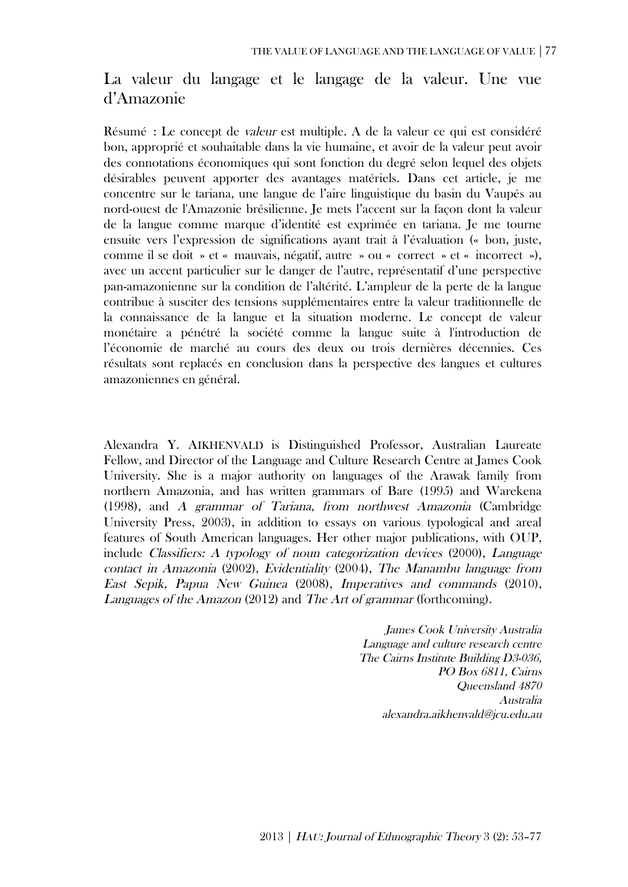## La valeur du langage et le langage de la valeur. Une vue d'Amazonie

Résumé : Le concept de *valeur* est multiple. A de la valeur ce qui est considéré bon, approprié et souhaitable dans la vie humaine, et avoir de la valeur peut avoir des connotations économiques qui sont fonction du degré selon lequel des objets désirables peuvent apporter des avantages matériels. Dans cet article, je me concentre sur le tariana, une langue de l'aire linguistique du basin du Vaupés au nord-ouest de l'Amazonie brésilienne. Je mets l'accent sur la façon dont la valeur de la langue comme marque d'identité est exprimée en tariana. Je me tourne ensuite vers l'expression de significations ayant trait à l'évaluation (« bon, juste, comme il se doit » et « mauvais, négatif, autre » ou « correct » et « incorrect »), avec un accent particulier sur le danger de l'autre, représentatif d'une perspective pan-amazonienne sur la condition de l'altérité. L'ampleur de la perte de la langue contribue à susciter des tensions supplémentaires entre la valeur traditionnelle de la connaissance de la langue et la situation moderne. Le concept de valeur monétaire a pénétré la société comme la langue suite à l'introduction de l'économie de marché au cours des deux ou trois dernières décennies. Ces résultats sont replacés en conclusion dans la perspective des langues et cultures amazoniennes en général.

Alexandra Y. AIKHENVALD is Distinguished Professor, Australian Laureate Fellow, and Director of the Language and Culture Research Centre at James Cook University. She is a major authority on languages of the Arawak family from northern Amazonia, and has written grammars of Bare (1995) and Warekena (1998), and *A grammar of Tariana, from northwest Amazonia* (Cambridge University Press, 2003), in addition to essays on various typological and areal features of South American languages. Her other major publications, with OUP, include *Classifiers: A typology of noun categorization devices* (2000), *Language contact in Amazonia* (2002), *Evidentiality* (2004), *The Manambu language from East Sepik, Papua New Guinea* (2008), *Imperatives and commands* (2010), *Languages of the Amazon* (2012) and *The Art of grammar* (forthcoming).

*James Cook University Australia*
*Language and culture research centre*
*The Cairns Institute Building D3-036,*
*PO Box 6811, Cairns*
*Queensland 4870*
*Australia*
*alexandra.aikhenvald@jcu.edu.au*